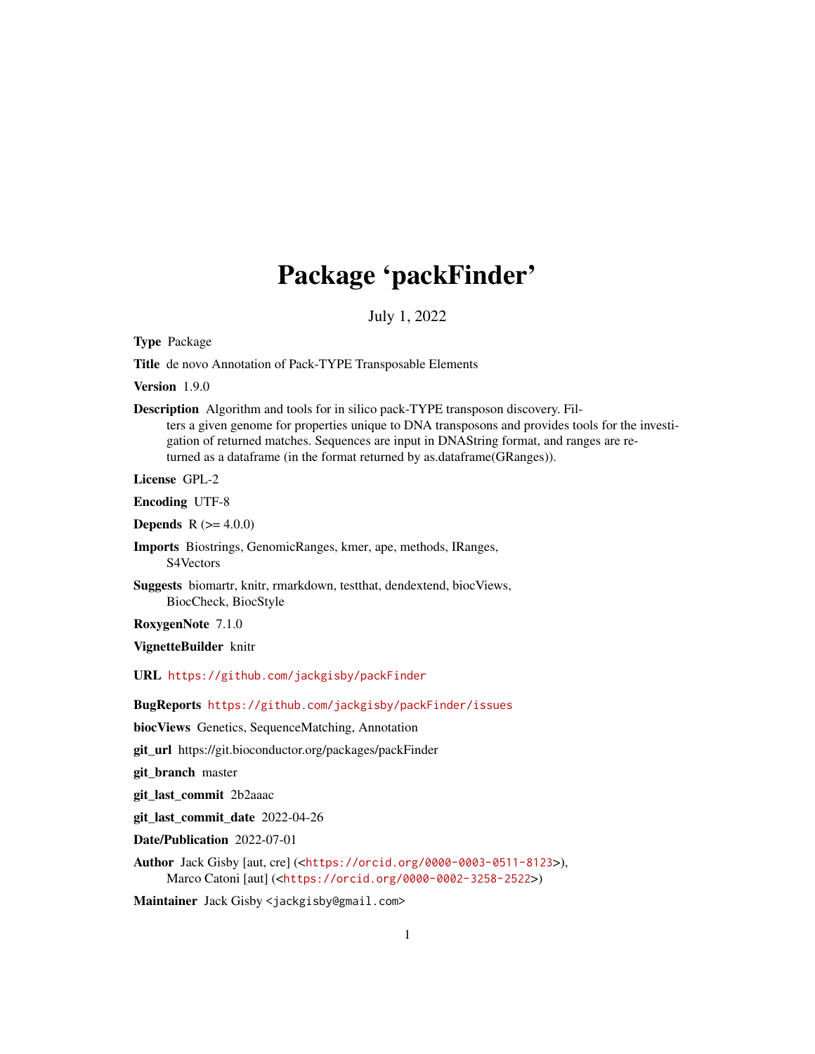# Package 'packFinder'

July 1, 2022

**Type** Package

**Title** de novo Annotation of Pack-TYPE Transposable Elements

**Version** 1.9.0

**Description** Algorithm and tools for in silico pack-TYPE transposon discovery. Filters a given genome for properties unique to DNA transposons and provides tools for the investigation of returned matches. Sequences are input in DNAString format, and ranges are returned as a dataframe (in the format returned by as.dataframe(GRanges)).

**License** GPL-2

**Encoding** UTF-8

**Depends** R (>= 4.0.0)

**Imports** Biostrings, GenomicRanges, kmer, ape, methods, IRanges, S4Vectors

**Suggests** biomartr, knitr, rmarkdown, testthat, dendextend, biocViews, BiocCheck, BiocStyle

**RoxygenNote** 7.1.0

**VignetteBuilder** knitr

**URL** https://github.com/jackgisby/packFinder

**BugReports** https://github.com/jackgisby/packFinder/issues

**biocViews** Genetics, SequenceMatching, Annotation

**git_url** https://git.bioconductor.org/packages/packFinder

**git_branch** master

**git_last_commit** 2b2aaac

**git_last_commit_date** 2022-04-26

**Date/Publication** 2022-07-01

**Author** Jack Gisby [aut, cre] (<https://orcid.org/0000-0003-0511-8123>), Marco Catoni [aut] (<https://orcid.org/0000-0002-3258-2522>)

**Maintainer** Jack Gisby <jackgisby@gmail.com>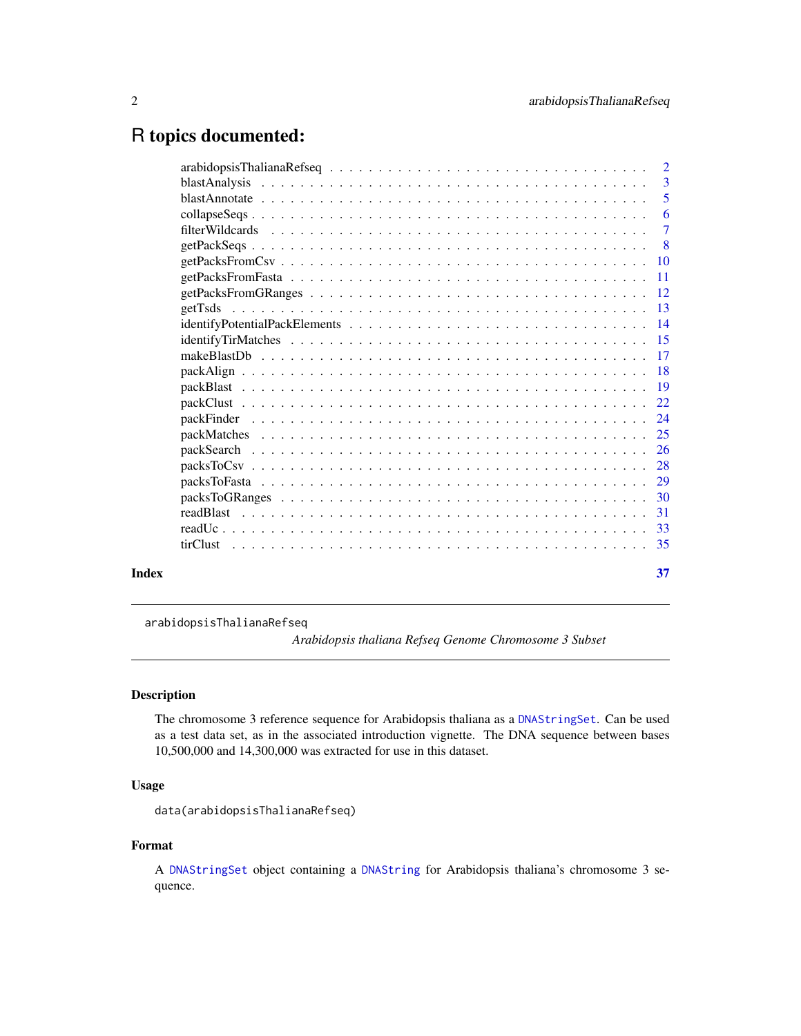# R topics documented:

- arabidopsisThalianaRefseq . . . . . . . . . . . . . . . . . . . . . . . . . . . . . . . . 2
- blastAnalysis . . . . . . . . . . . . . . . . . . . . . . . . . . . . . . . . . . . . . 3
- blastAnnotate . . . . . . . . . . . . . . . . . . . . . . . . . . . . . . . . . . . . . 5
- collapseSeqs . . . . . . . . . . . . . . . . . . . . . . . . . . . . . . . . . . . . . . 6
- filterWildcards . . . . . . . . . . . . . . . . . . . . . . . . . . . . . . . . . . . . 7
- getPackSeqs . . . . . . . . . . . . . . . . . . . . . . . . . . . . . . . . . . . . . . 8
- getPacksFromCsv . . . . . . . . . . . . . . . . . . . . . . . . . . . . . . . . . . . 10
- getPacksFromFasta . . . . . . . . . . . . . . . . . . . . . . . . . . . . . . . . . . 11
- getPacksFromGRanges . . . . . . . . . . . . . . . . . . . . . . . . . . . . . . . . . 12
- getTsds . . . . . . . . . . . . . . . . . . . . . . . . . . . . . . . . . . . . . . . . 13
- identifyPotentialPackElements . . . . . . . . . . . . . . . . . . . . . . . . . . . . 14
- identifyTirMatches . . . . . . . . . . . . . . . . . . . . . . . . . . . . . . . . . . 15
- makeBlastDb . . . . . . . . . . . . . . . . . . . . . . . . . . . . . . . . . . . . . 17
- packAlign . . . . . . . . . . . . . . . . . . . . . . . . . . . . . . . . . . . . . . 18
- packBlast . . . . . . . . . . . . . . . . . . . . . . . . . . . . . . . . . . . . . . 19
- packClust . . . . . . . . . . . . . . . . . . . . . . . . . . . . . . . . . . . . . . 22
- packFinder . . . . . . . . . . . . . . . . . . . . . . . . . . . . . . . . . . . . . 24
- packMatches . . . . . . . . . . . . . . . . . . . . . . . . . . . . . . . . . . . . . 25
- packSearch . . . . . . . . . . . . . . . . . . . . . . . . . . . . . . . . . . . . . 26
- packsToCsv . . . . . . . . . . . . . . . . . . . . . . . . . . . . . . . . . . . . . 28
- packsToFasta . . . . . . . . . . . . . . . . . . . . . . . . . . . . . . . . . . . . 29
- packsToGRanges . . . . . . . . . . . . . . . . . . . . . . . . . . . . . . . . . . . 30
- readBlast . . . . . . . . . . . . . . . . . . . . . . . . . . . . . . . . . . . . . . 31
- readUc . . . . . . . . . . . . . . . . . . . . . . . . . . . . . . . . . . . . . . . 33
- tirClust . . . . . . . . . . . . . . . . . . . . . . . . . . . . . . . . . . . . . . . 35

**Index** **37**

---

`arabidopsisThalianaRefseq` *Arabidopsis thaliana Refseq Genome Chromosome 3 Subset*

---

### Description

The chromosome 3 reference sequence for Arabidopsis thaliana as a `DNAStringSet`. Can be used as a test data set, as in the associated introduction vignette. The DNA sequence between bases 10,500,000 and 14,300,000 was extracted for use in this dataset.

### Usage

```
data(arabidopsisThalianaRefseq)
```

### Format

A `DNAStringSet` object containing a `DNAString` for Arabidopsis thaliana's chromosome 3 sequence.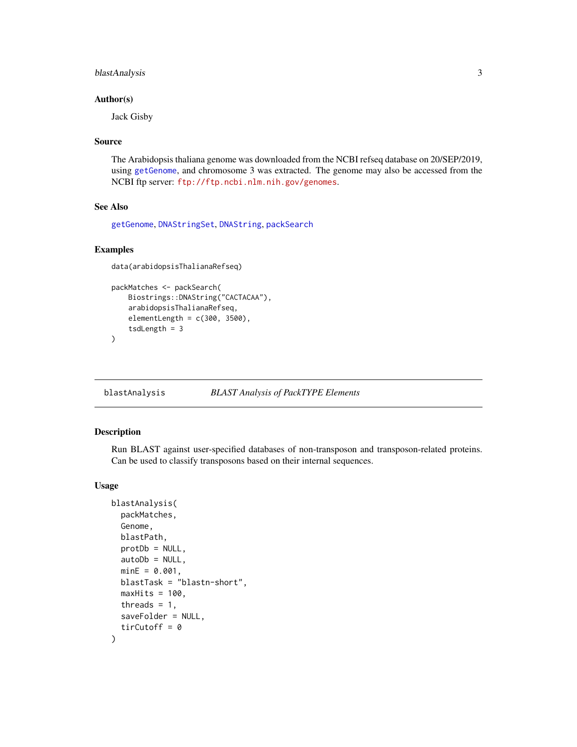### Author(s)

Jack Gisby

### Source

The Arabidopsis thaliana genome was downloaded from the NCBI refseq database on 20/SEP/2019, using getGenome, and chromosome 3 was extracted. The genome may also be accessed from the NCBI ftp server: ftp://ftp.ncbi.nlm.nih.gov/genomes.

### See Also

getGenome, DNAStringSet, DNAString, packSearch

### Examples

```
data(arabidopsisThalianaRefseq)

packMatches <- packSearch(
    Biostrings::DNAString("CACTACAA"),
    arabidopsisThalianaRefseq,
    elementLength = c(300, 3500),
    tsdLength = 3
)
```

---

## blastAnalysis — *BLAST Analysis of PackTYPE Elements*

### Description

Run BLAST against user-specified databases of non-transposon and transposon-related proteins. Can be used to classify transposons based on their internal sequences.

### Usage

```
blastAnalysis(
  packMatches,
  Genome,
  blastPath,
  protDb = NULL,
  autoDb = NULL,
  minE = 0.001,
  blastTask = "blastn-short",
  maxHits = 100,
  threads = 1,
  saveFolder = NULL,
  tirCutoff = 0
)
```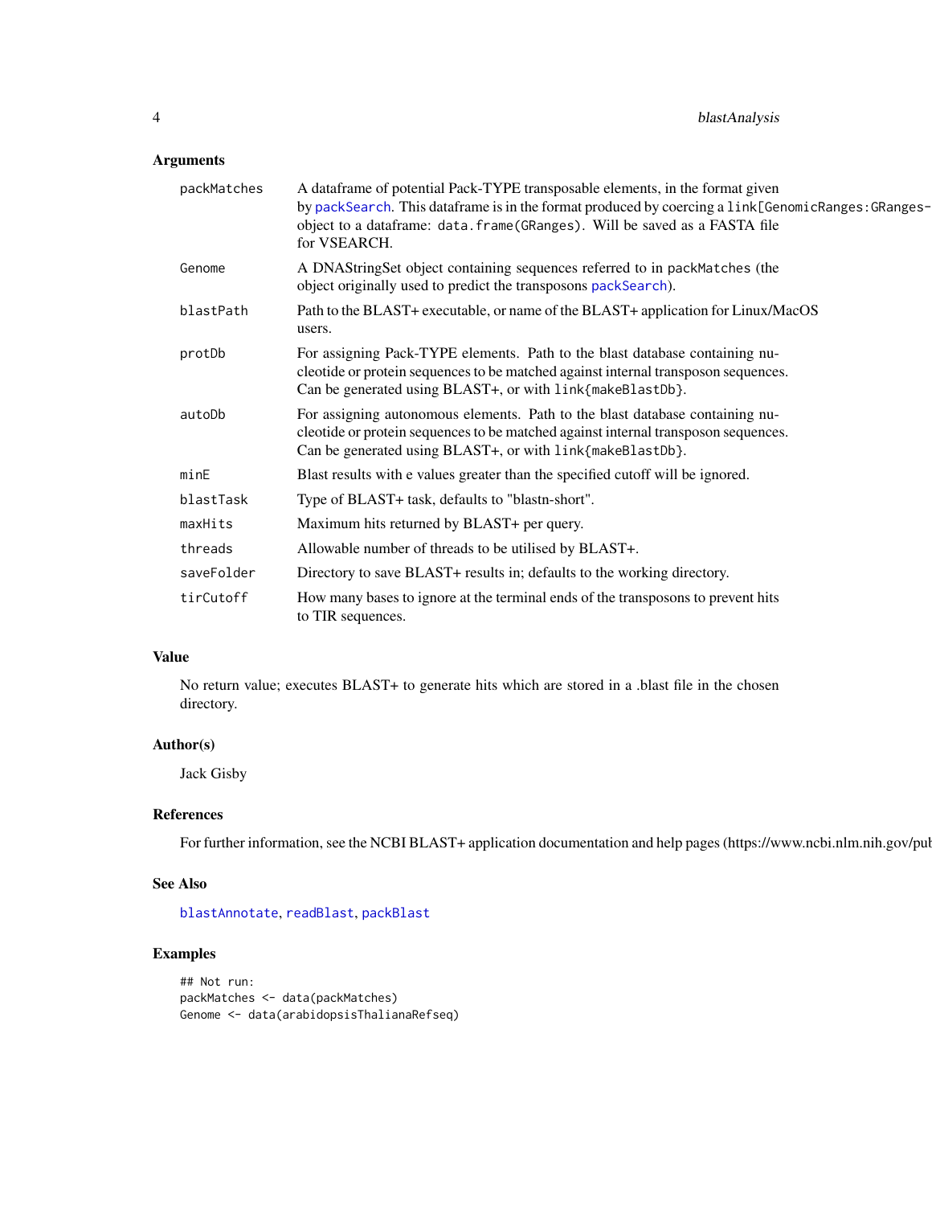### Arguments

| | |
|---|---|
| packMatches | A dataframe of potential Pack-TYPE transposable elements, in the format given by packSearch. This dataframe is in the format produced by coercing a link[GenomicRanges:GRanges-object to a dataframe: data.frame(GRanges). Will be saved as a FASTA file for VSEARCH. |
| Genome | A DNAStringSet object containing sequences referred to in packMatches (the object originally used to predict the transposons packSearch). |
| blastPath | Path to the BLAST+ executable, or name of the BLAST+ application for Linux/MacOS users. |
| protDb | For assigning Pack-TYPE elements. Path to the blast database containing nucleotide or protein sequences to be matched against internal transposon sequences. Can be generated using BLAST+, or with link{makeBlastDb}. |
| autoDb | For assigning autonomous elements. Path to the blast database containing nucleotide or protein sequences to be matched against internal transposon sequences. Can be generated using BLAST+, or with link{makeBlastDb}. |
| minE | Blast results with e values greater than the specified cutoff will be ignored. |
| blastTask | Type of BLAST+ task, defaults to "blastn-short". |
| maxHits | Maximum hits returned by BLAST+ per query. |
| threads | Allowable number of threads to be utilised by BLAST+. |
| saveFolder | Directory to save BLAST+ results in; defaults to the working directory. |
| tirCutoff | How many bases to ignore at the terminal ends of the transposons to prevent hits to TIR sequences. |

### Value

No return value; executes BLAST+ to generate hits which are stored in a .blast file in the chosen directory.

### Author(s)

Jack Gisby

### References

For further information, see the NCBI BLAST+ application documentation and help pages (https://www.ncbi.nlm.nih.gov/pub

### See Also

blastAnnotate, readBlast, packBlast

### Examples

```
## Not run:
packMatches <- data(packMatches)
Genome <- data(arabidopsisThalianaRefseq)
```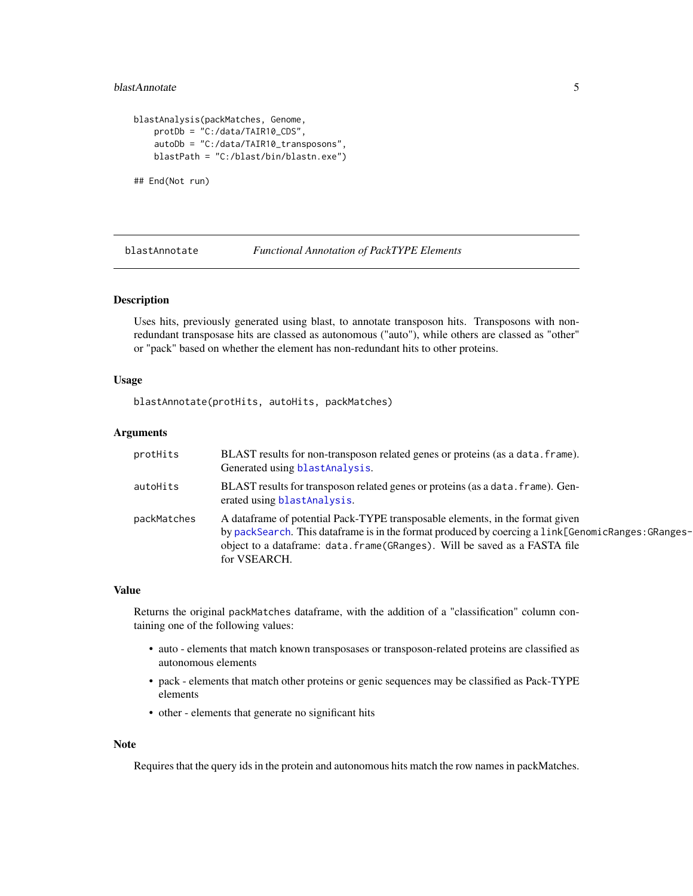```
blastAnalysis(packMatches, Genome,
    protDb = "C:/data/TAIR10_CDS",
    autoDb = "C:/data/TAIR10_transposons",
    blastPath = "C:/blast/bin/blastn.exe")

## End(Not run)
```

---

## blastAnnotate — *Functional Annotation of PackTYPE Elements*

### Description

Uses hits, previously generated using blast, to annotate transposon hits. Transposons with non-redundant transposase hits are classed as autonomous ("auto"), while others are classed as "other" or "pack" based on whether the element has non-redundant hits to other proteins.

### Usage

```
blastAnnotate(protHits, autoHits, packMatches)
```

### Arguments

| | |
|---|---|
| `protHits` | BLAST results for non-transposon related genes or proteins (as a `data.frame`). Generated using `blastAnalysis`. |
| `autoHits` | BLAST results for transposon related genes or proteins (as a `data.frame`). Generated using `blastAnalysis`. |
| `packMatches` | A dataframe of potential Pack-TYPE transposable elements, in the format given by `packSearch`. This dataframe is in the format produced by coercing a `link[GenomicRanges:GRanges-class]{GRanges}` object to a dataframe: `data.frame(GRanges)`. Will be saved as a FASTA file for VSEARCH. |

### Value

Returns the original `packMatches` dataframe, with the addition of a "classification" column containing one of the following values:

- auto - elements that match known transposases or transposon-related proteins are classified as autonomous elements
- pack - elements that match other proteins or genic sequences may be classified as Pack-TYPE elements
- other - elements that generate no significant hits

### Note

Requires that the query ids in the protein and autonomous hits match the row names in packMatches.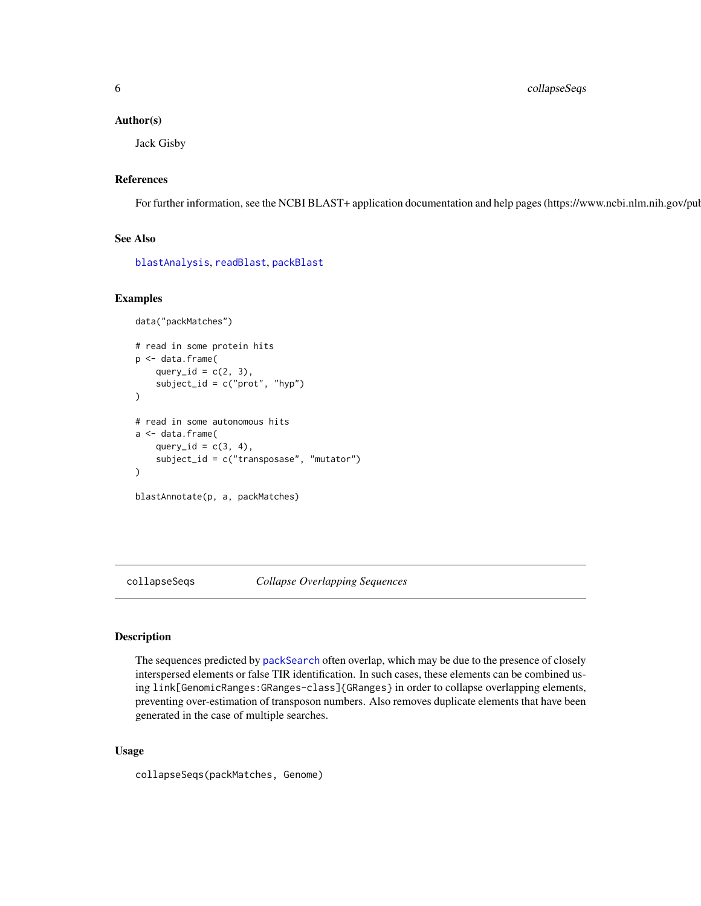### Author(s)

Jack Gisby

### References

For further information, see the NCBI BLAST+ application documentation and help pages (https://www.ncbi.nlm.nih.gov/pub

### See Also

blastAnalysis, readBlast, packBlast

### Examples

```
data("packMatches")

# read in some protein hits
p <- data.frame(
    query_id = c(2, 3),
    subject_id = c("prot", "hyp")
)

# read in some autonomous hits
a <- data.frame(
    query_id = c(3, 4),
    subject_id = c("transposase", "mutator")
)

blastAnnotate(p, a, packMatches)
```

---

## collapseSeqs *Collapse Overlapping Sequences*

---

### Description

The sequences predicted by packSearch often overlap, which may be due to the presence of closely interspersed elements or false TIR identification. In such cases, these elements can be combined using `link[GenomicRanges:GRanges-class]{GRanges}` in order to collapse overlapping elements, preventing over-estimation of transposon numbers. Also removes duplicate elements that have been generated in the case of multiple searches.

### Usage

```
collapseSeqs(packMatches, Genome)
```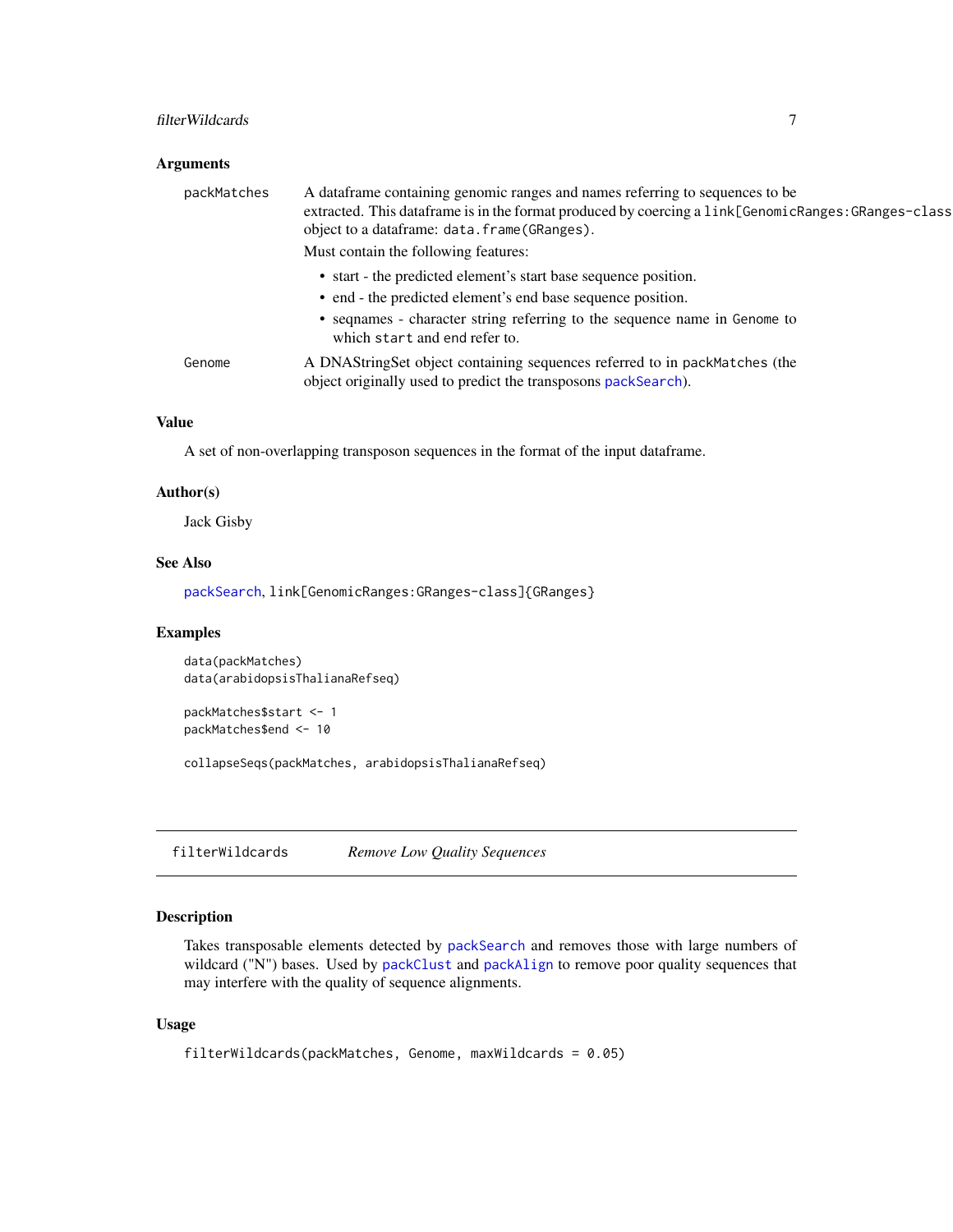### Arguments

**packMatches** A dataframe containing genomic ranges and names referring to sequences to be extracted. This dataframe is in the format produced by coercing a `link[GenomicRanges:GRanges-class` object to a dataframe: `data.frame(GRanges)`.

Must contain the following features:

- start - the predicted element's start base sequence position.
- end - the predicted element's end base sequence position.
- seqnames - character string referring to the sequence name in `Genome` to which `start` and `end` refer to.

**Genome** A DNAStringSet object containing sequences referred to in `packMatches` (the object originally used to predict the transposons `packSearch`).

### Value

A set of non-overlapping transposon sequences in the format of the input dataframe.

### Author(s)

Jack Gisby

### See Also

`packSearch`, `link[GenomicRanges:GRanges-class]{GRanges}`

### Examples

```
data(packMatches)
data(arabidopsisThalianaRefseq)

packMatches$start <- 1
packMatches$end <- 10

collapseSeqs(packMatches, arabidopsisThalianaRefseq)
```

---

## filterWildcards *Remove Low Quality Sequences*

---

### Description

Takes transposable elements detected by `packSearch` and removes those with large numbers of wildcard ("N") bases. Used by `packClust` and `packAlign` to remove poor quality sequences that may interfere with the quality of sequence alignments.

### Usage

```
filterWildcards(packMatches, Genome, maxWildcards = 0.05)
```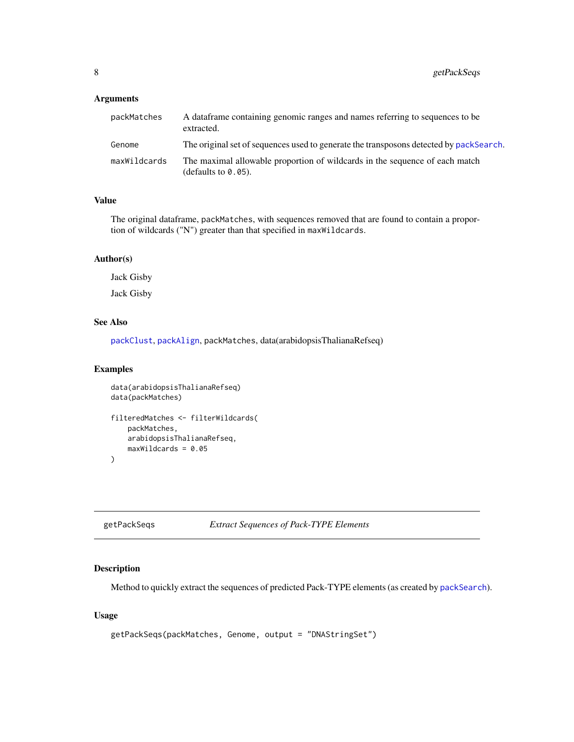## Arguments

| | |
|---|---|
| packMatches | A dataframe containing genomic ranges and names referring to sequences to be extracted. |
| Genome | The original set of sequences used to generate the transposons detected by packSearch. |
| maxWildcards | The maximal allowable proportion of wildcards in the sequence of each match (defaults to 0.05). |

## Value

The original dataframe, packMatches, with sequences removed that are found to contain a proportion of wildcards ("N") greater than that specified in maxWildcards.

## Author(s)

Jack Gisby

Jack Gisby

## See Also

packClust, packAlign, packMatches, data(arabidopsisThalianaRefseq)

## Examples

```
data(arabidopsisThalianaRefseq)
data(packMatches)

filteredMatches <- filterWildcards(
    packMatches,
    arabidopsisThalianaRefseq,
    maxWildcards = 0.05
)
```

---

# getPackSeqs — *Extract Sequences of Pack-TYPE Elements*

## Description

Method to quickly extract the sequences of predicted Pack-TYPE elements (as created by packSearch).

## Usage

```
getPackSeqs(packMatches, Genome, output = "DNAStringSet")
```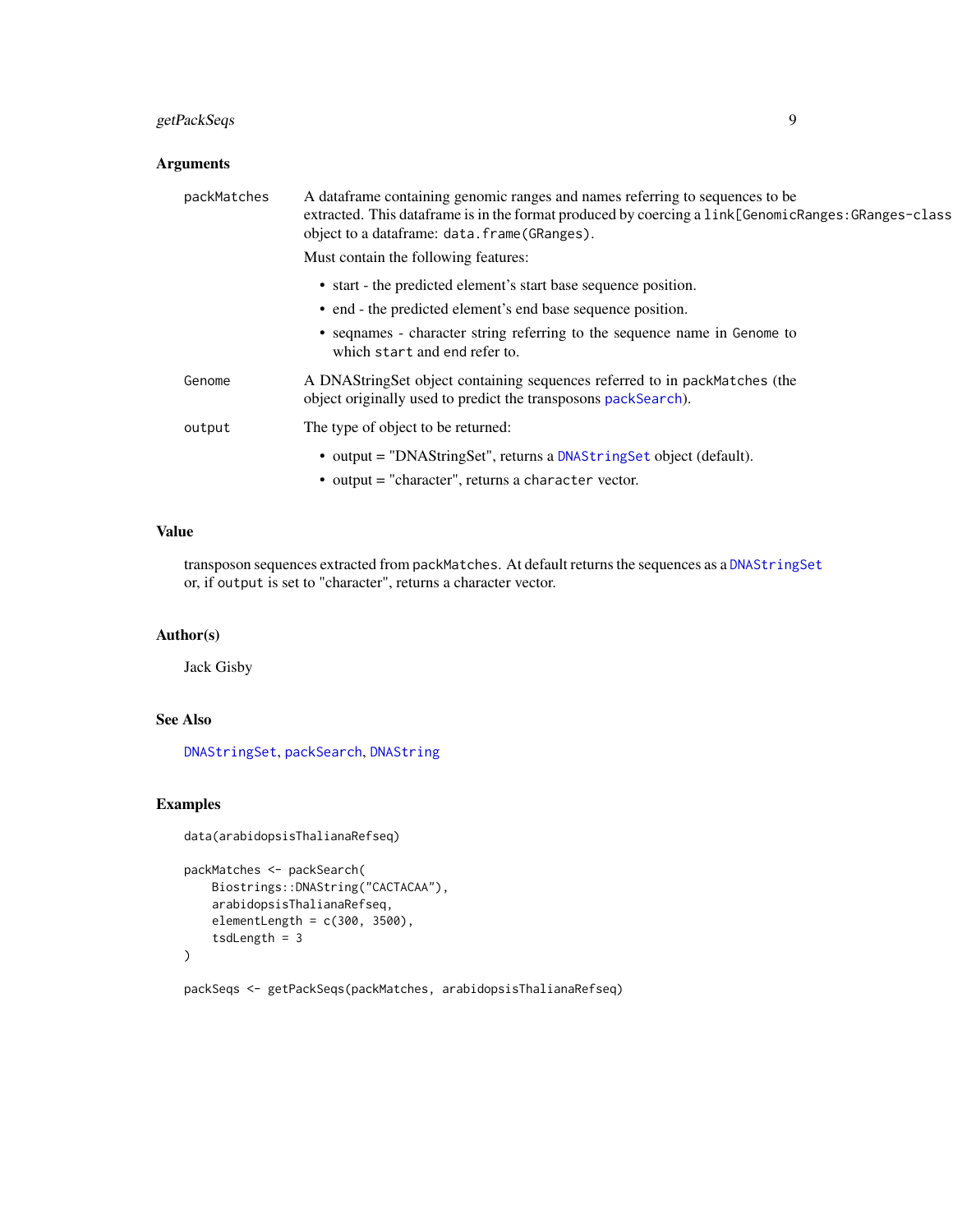### Arguments

**packMatches** A dataframe containing genomic ranges and names referring to sequences to be extracted. This dataframe is in the format produced by coercing a `link[GenomicRanges:GRanges-class` object to a dataframe: `data.frame(GRanges)`.

Must contain the following features:

- start - the predicted element's start base sequence position.
- end - the predicted element's end base sequence position.
- seqnames - character string referring to the sequence name in `Genome` to which `start` and `end` refer to.

**Genome** A DNAStringSet object containing sequences referred to in `packMatches` (the object originally used to predict the transposons `packSearch`).

**output** The type of object to be returned:

- output = "DNAStringSet", returns a `DNAStringSet` object (default).
- output = "character", returns a `character` vector.

### Value

transposon sequences extracted from `packMatches`. At default returns the sequences as a `DNAStringSet` or, if `output` is set to "character", returns a character vector.

### Author(s)

Jack Gisby

### See Also

`DNAStringSet`, `packSearch`, `DNAString`

### Examples

```
data(arabidopsisThalianaRefseq)

packMatches <- packSearch(
    Biostrings::DNAString("CACTACAA"),
    arabidopsisThalianaRefseq,
    elementLength = c(300, 3500),
    tsdLength = 3
)

packSeqs <- getPackSeqs(packMatches, arabidopsisThalianaRefseq)
```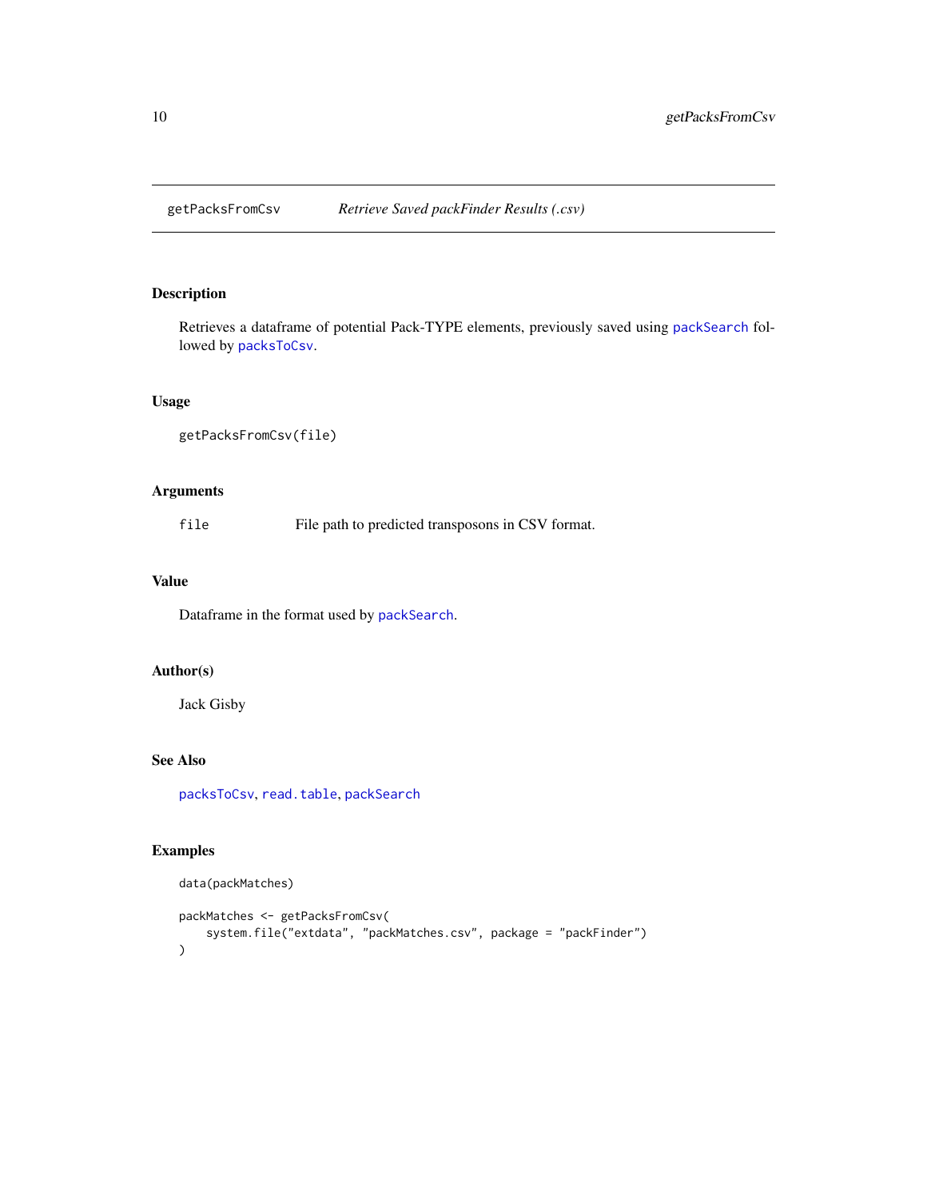# getPacksFromCsv — *Retrieve Saved packFinder Results (.csv)*

## Description

Retrieves a dataframe of potential Pack-TYPE elements, previously saved using `packSearch` followed by `packsToCsv`.

## Usage

```
getPacksFromCsv(file)
```

## Arguments

| | |
|---|---|
| `file` | File path to predicted transposons in CSV format. |

## Value

Dataframe in the format used by `packSearch`.

## Author(s)

Jack Gisby

## See Also

`packsToCsv`, `read.table`, `packSearch`

## Examples

```
data(packMatches)

packMatches <- getPacksFromCsv(
    system.file("extdata", "packMatches.csv", package = "packFinder")
)
```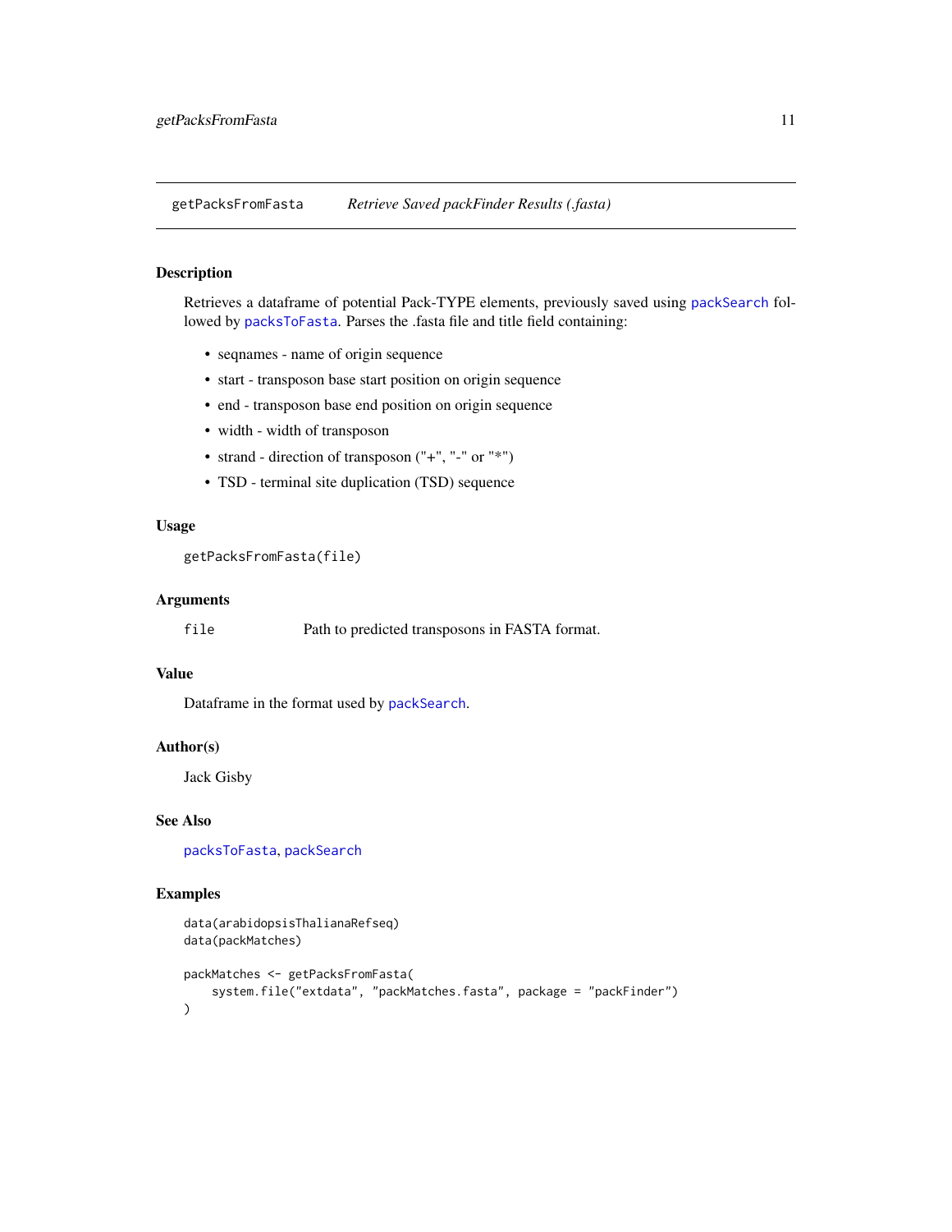## getPacksFromFasta — *Retrieve Saved packFinder Results (.fasta)*

### Description

Retrieves a dataframe of potential Pack-TYPE elements, previously saved using packSearch followed by packsToFasta. Parses the .fasta file and title field containing:

- seqnames - name of origin sequence
- start - transposon base start position on origin sequence
- end - transposon base end position on origin sequence
- width - width of transposon
- strand - direction of transposon ("+", "-" or "*")
- TSD - terminal site duplication (TSD) sequence

### Usage

```
getPacksFromFasta(file)
```

### Arguments

| | |
|---|---|
| file | Path to predicted transposons in FASTA format. |

### Value

Dataframe in the format used by packSearch.

### Author(s)

Jack Gisby

### See Also

packsToFasta, packSearch

### Examples

```
data(arabidopsisThalianaRefseq)
data(packMatches)

packMatches <- getPacksFromFasta(
    system.file("extdata", "packMatches.fasta", package = "packFinder")
)
```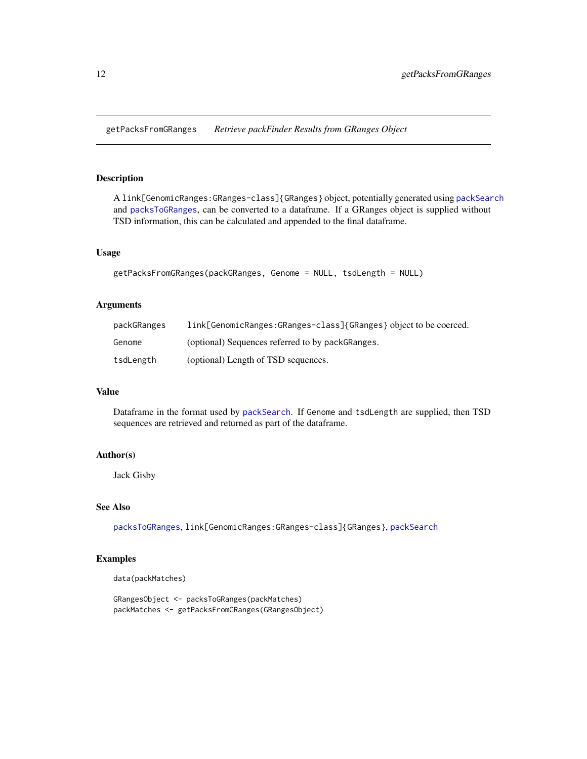getPacksFromGRanges    *Retrieve packFinder Results from GRanges Object*

## Description

A link[GenomicRanges:GRanges-class]{GRanges} object, potentially generated using packSearch and packsToGRanges, can be converted to a dataframe. If a GRanges object is supplied without TSD information, this can be calculated and appended to the final dataframe.

## Usage

```
getPacksFromGRanges(packGRanges, Genome = NULL, tsdLength = NULL)
```

## Arguments

| | |
|---|---|
| packGRanges | link[GenomicRanges:GRanges-class]{GRanges} object to be coerced. |
| Genome | (optional) Sequences referred to by packGRanges. |
| tsdLength | (optional) Length of TSD sequences. |

## Value

Dataframe in the format used by packSearch. If Genome and tsdLength are supplied, then TSD sequences are retrieved and returned as part of the dataframe.

## Author(s)

Jack Gisby

## See Also

packsToGRanges, link[GenomicRanges:GRanges-class]{GRanges}, packSearch

## Examples

```
data(packMatches)

GRangesObject <- packsToGRanges(packMatches)
packMatches <- getPacksFromGRanges(GRangesObject)
```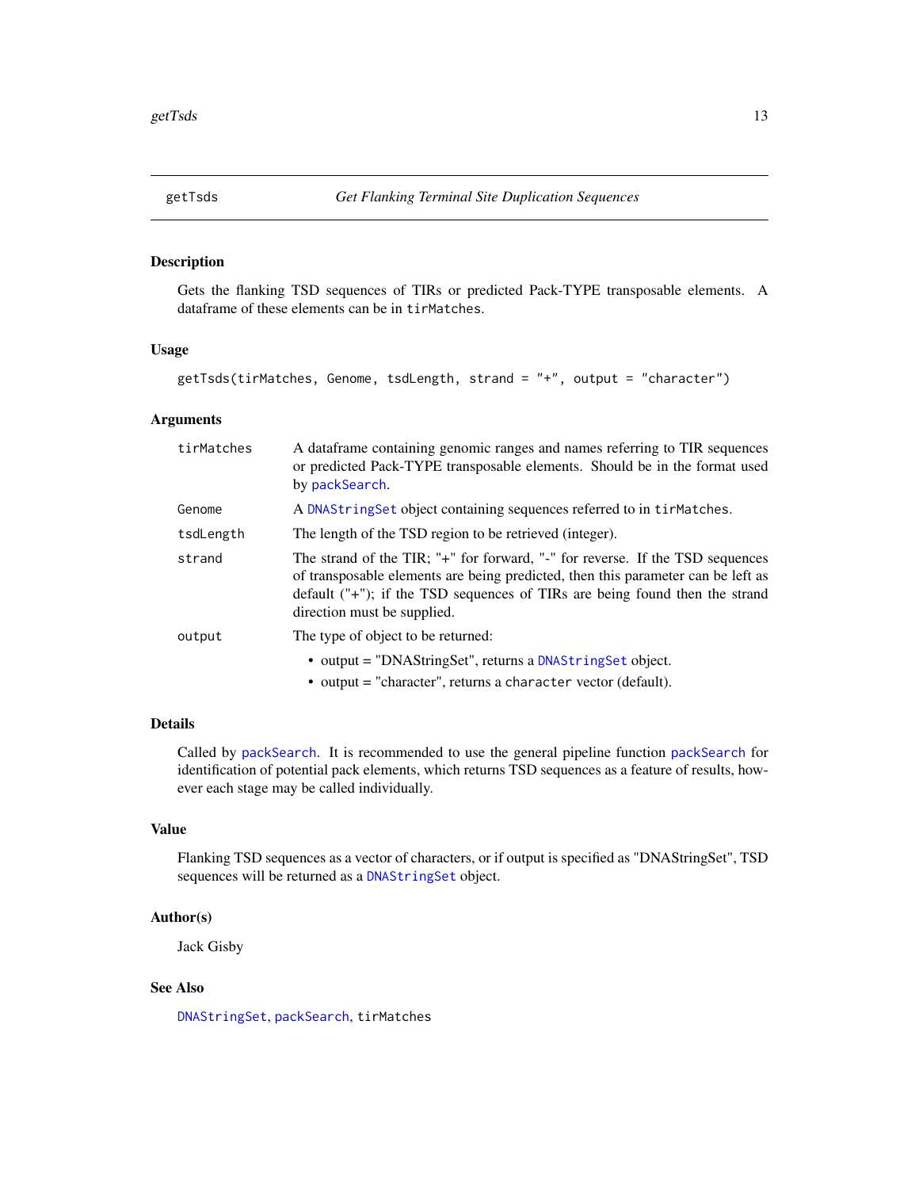## getTsds — *Get Flanking Terminal Site Duplication Sequences*

### Description

Gets the flanking TSD sequences of TIRs or predicted Pack-TYPE transposable elements. A dataframe of these elements can be in `tirMatches`.

### Usage

```
getTsds(tirMatches, Genome, tsdLength, strand = "+", output = "character")
```

### Arguments

| | |
|---|---|
| `tirMatches` | A dataframe containing genomic ranges and names referring to TIR sequences or predicted Pack-TYPE transposable elements. Should be in the format used by `packSearch`. |
| `Genome` | A `DNAStringSet` object containing sequences referred to in `tirMatches`. |
| `tsdLength` | The length of the TSD region to be retrieved (integer). |
| `strand` | The strand of the TIR; "+" for forward, "-" for reverse. If the TSD sequences of transposable elements are being predicted, then this parameter can be left as default ("+"); if the TSD sequences of TIRs are being found then the strand direction must be supplied. |
| `output` | The type of object to be returned:<br>• output = "DNAStringSet", returns a `DNAStringSet` object.<br>• output = "character", returns a `character` vector (default). |

### Details

Called by `packSearch`. It is recommended to use the general pipeline function `packSearch` for identification of potential pack elements, which returns TSD sequences as a feature of results, however each stage may be called individually.

### Value

Flanking TSD sequences as a vector of characters, or if output is specified as "DNAStringSet", TSD sequences will be returned as a `DNAStringSet` object.

### Author(s)

Jack Gisby

### See Also

`DNAStringSet`, `packSearch`, `tirMatches`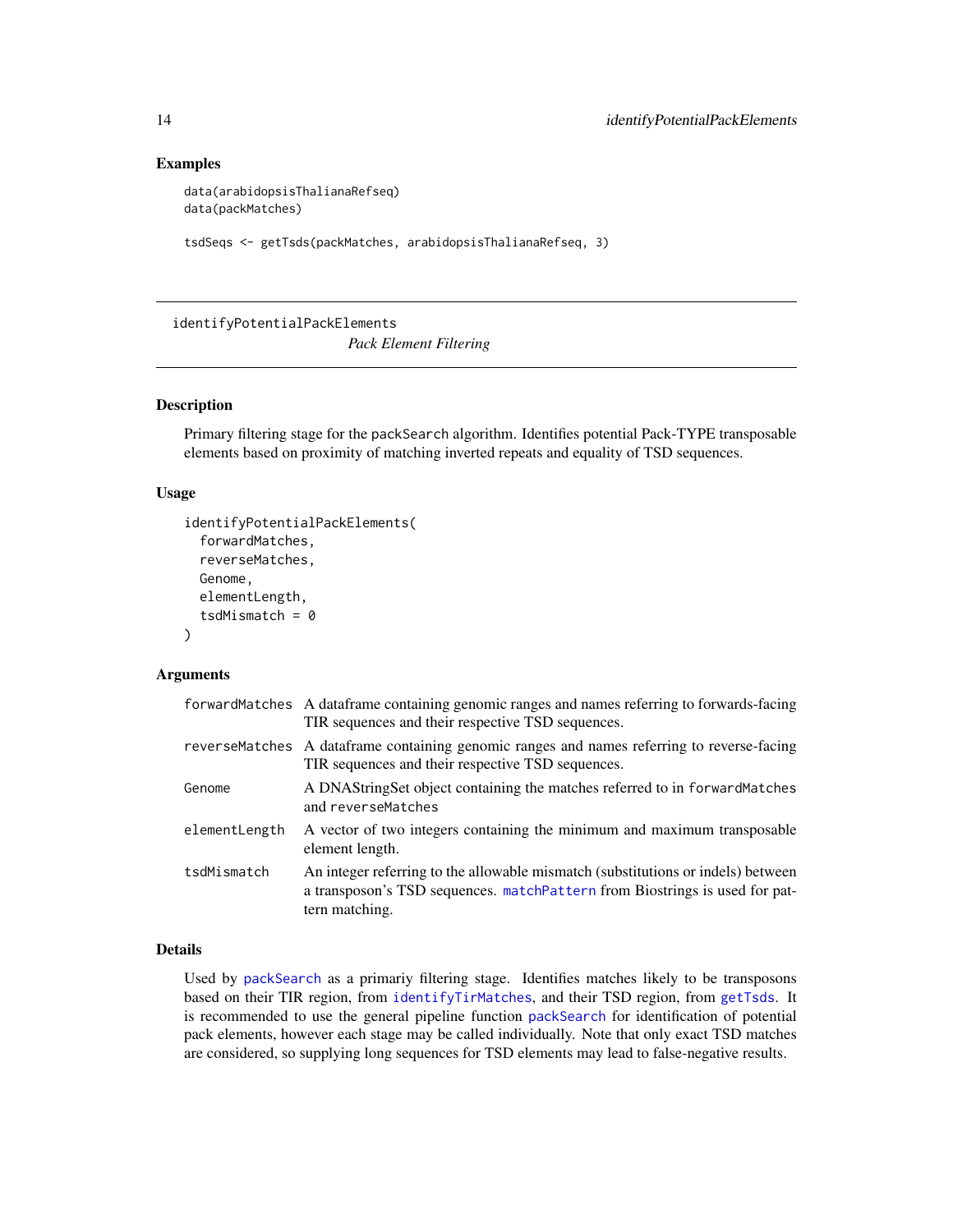## Examples

```
data(arabidopsisThalianaRefseq)
data(packMatches)

tsdSeqs <- getTsds(packMatches, arabidopsisThalianaRefseq, 3)
```

---

# identifyPotentialPackElements

*Pack Element Filtering*

---

## Description

Primary filtering stage for the packSearch algorithm. Identifies potential Pack-TYPE transposable elements based on proximity of matching inverted repeats and equality of TSD sequences.

## Usage

```
identifyPotentialPackElements(
  forwardMatches,
  reverseMatches,
  Genome,
  elementLength,
  tsdMismatch = 0
)
```

## Arguments

| | |
|---|---|
| forwardMatches | A dataframe containing genomic ranges and names referring to forwards-facing TIR sequences and their respective TSD sequences. |
| reverseMatches | A dataframe containing genomic ranges and names referring to reverse-facing TIR sequences and their respective TSD sequences. |
| Genome | A DNAStringSet object containing the matches referred to in forwardMatches and reverseMatches |
| elementLength | A vector of two integers containing the minimum and maximum transposable element length. |
| tsdMismatch | An integer referring to the allowable mismatch (substitutions or indels) between a transposon's TSD sequences. matchPattern from Biostrings is used for pattern matching. |

## Details

Used by packSearch as a primariy filtering stage. Identifies matches likely to be transposons based on their TIR region, from identifyTirMatches, and their TSD region, from getTsds. It is recommended to use the general pipeline function packSearch for identification of potential pack elements, however each stage may be called individually. Note that only exact TSD matches are considered, so supplying long sequences for TSD elements may lead to false-negative results.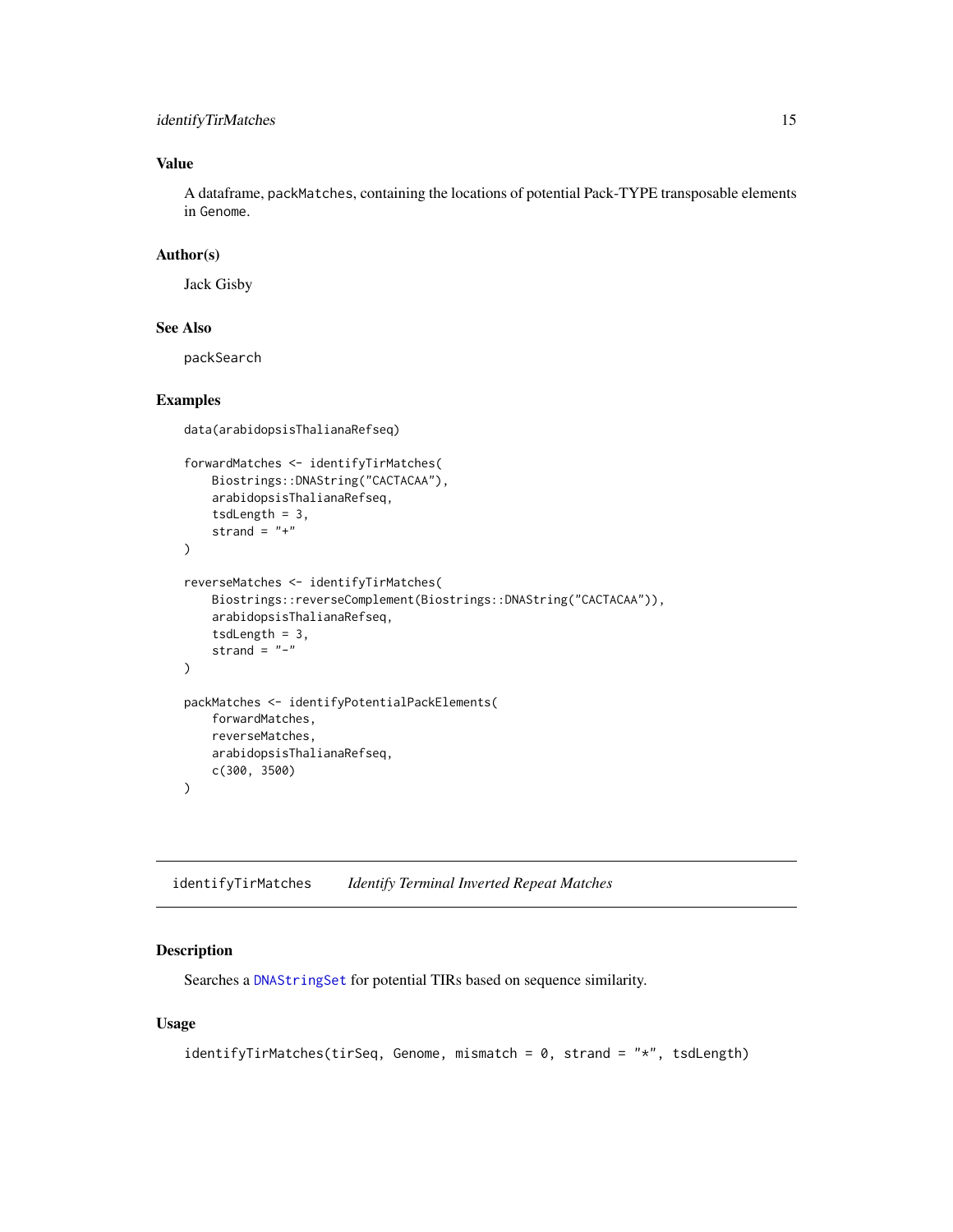### Value

A dataframe, `packMatches`, containing the locations of potential Pack-TYPE transposable elements in `Genome`.

### Author(s)

Jack Gisby

### See Also

`packSearch`

### Examples

```
data(arabidopsisThalianaRefseq)

forwardMatches <- identifyTirMatches(
    Biostrings::DNAString("CACTACAA"),
    arabidopsisThalianaRefseq,
    tsdLength = 3,
    strand = "+"
)

reverseMatches <- identifyTirMatches(
    Biostrings::reverseComplement(Biostrings::DNAString("CACTACAA")),
    arabidopsisThalianaRefseq,
    tsdLength = 3,
    strand = "-"
)

packMatches <- identifyPotentialPackElements(
    forwardMatches,
    reverseMatches,
    arabidopsisThalianaRefseq,
    c(300, 3500)
)
```

---

## `identifyTirMatches` *Identify Terminal Inverted Repeat Matches*

---

### Description

Searches a `DNAStringSet` for potential TIRs based on sequence similarity.

### Usage

```
identifyTirMatches(tirSeq, Genome, mismatch = 0, strand = "*", tsdLength)
```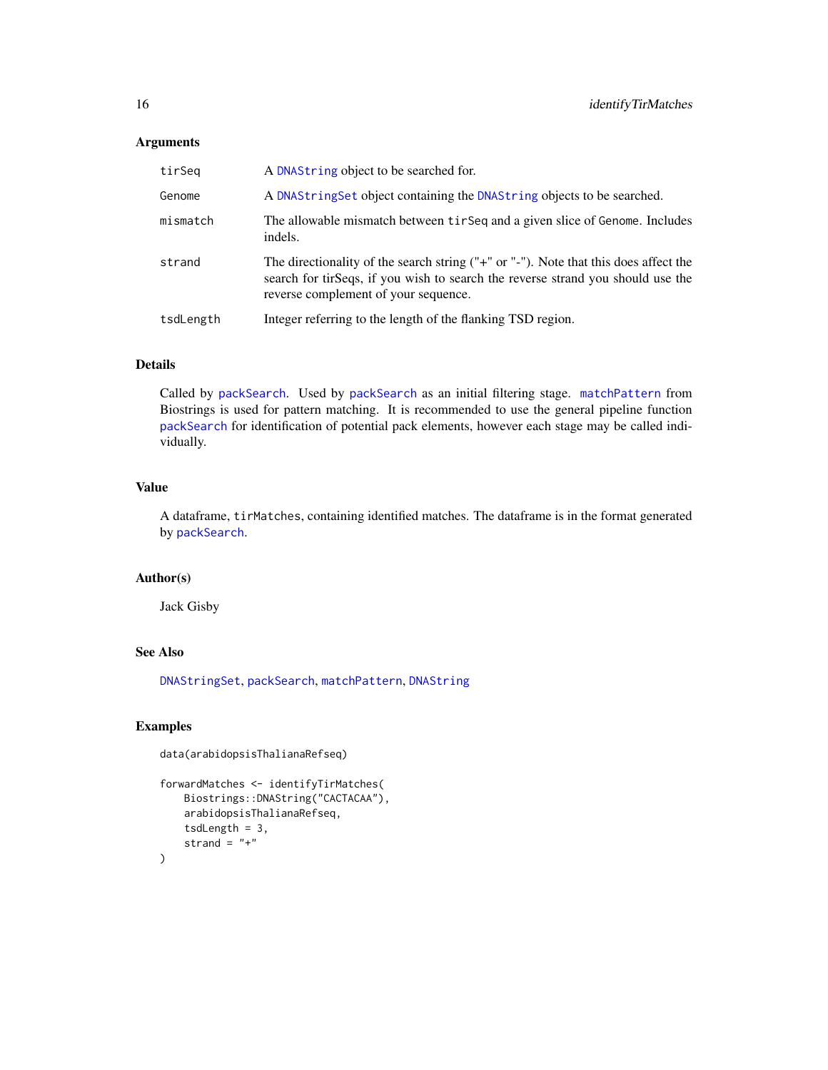## Arguments

| | |
|---|---|
| tirSeq | A DNAString object to be searched for. |
| Genome | A DNAStringSet object containing the DNAString objects to be searched. |
| mismatch | The allowable mismatch between tirSeq and a given slice of Genome. Includes indels. |
| strand | The directionality of the search string ("+" or "-"). Note that this does affect the search for tirSeqs, if you wish to search the reverse strand you should use the reverse complement of your sequence. |
| tsdLength | Integer referring to the length of the flanking TSD region. |

## Details

Called by packSearch. Used by packSearch as an initial filtering stage. matchPattern from Biostrings is used for pattern matching. It is recommended to use the general pipeline function packSearch for identification of potential pack elements, however each stage may be called individually.

## Value

A dataframe, tirMatches, containing identified matches. The dataframe is in the format generated by packSearch.

## Author(s)

Jack Gisby

## See Also

DNAStringSet, packSearch, matchPattern, DNAString

## Examples

```
data(arabidopsisThalianaRefseq)

forwardMatches <- identifyTirMatches(
    Biostrings::DNAString("CACTACAA"),
    arabidopsisThalianaRefseq,
    tsdLength = 3,
    strand = "+"
)
```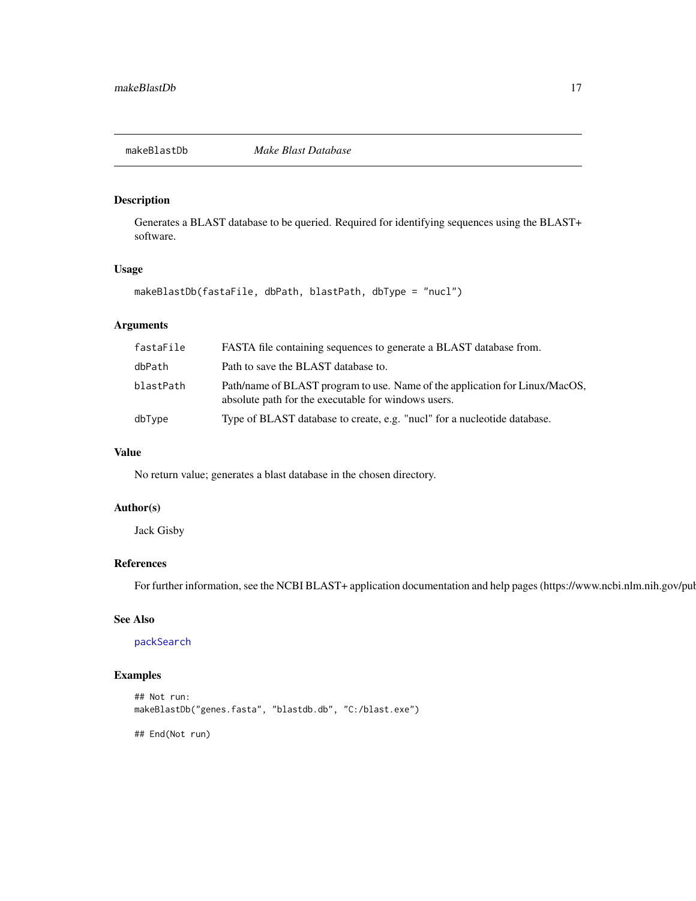## makeBlastDb *Make Blast Database*

### Description

Generates a BLAST database to be queried. Required for identifying sequences using the BLAST+ software.

### Usage

```
makeBlastDb(fastaFile, dbPath, blastPath, dbType = "nucl")
```

### Arguments

| | |
|---|---|
| fastaFile | FASTA file containing sequences to generate a BLAST database from. |
| dbPath | Path to save the BLAST database to. |
| blastPath | Path/name of BLAST program to use. Name of the application for Linux/MacOS, absolute path for the executable for windows users. |
| dbType | Type of BLAST database to create, e.g. "nucl" for a nucleotide database. |

### Value

No return value; generates a blast database in the chosen directory.

### Author(s)

Jack Gisby

### References

For further information, see the NCBI BLAST+ application documentation and help pages (https://www.ncbi.nlm.nih.gov/pub

### See Also

packSearch

### Examples

```
## Not run:
makeBlastDb("genes.fasta", "blastdb.db", "C:/blast.exe")

## End(Not run)
```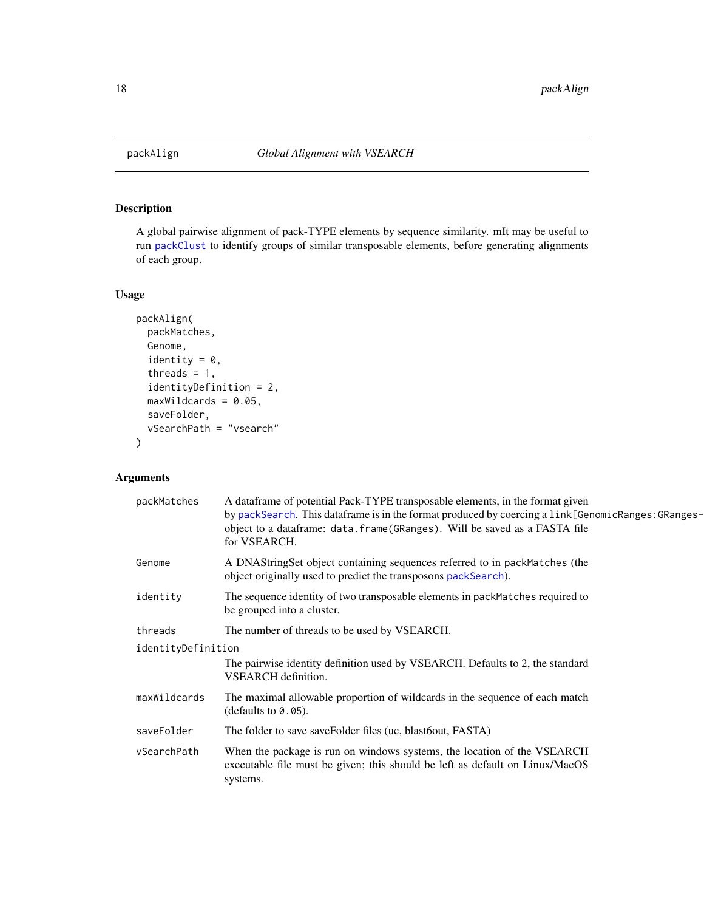# packAlign — *Global Alignment with VSEARCH*

## Description

A global pairwise alignment of pack-TYPE elements by sequence similarity. mIt may be useful to run packClust to identify groups of similar transposable elements, before generating alignments of each group.

## Usage

```
packAlign(
  packMatches,
  Genome,
  identity = 0,
  threads = 1,
  identityDefinition = 2,
  maxWildcards = 0.05,
  saveFolder,
  vSearchPath = "vsearch"
)
```

## Arguments

| | |
|---|---|
| `packMatches` | A dataframe of potential Pack-TYPE transposable elements, in the format given by packSearch. This dataframe is in the format produced by coercing a `link[GenomicRanges:GRanges-` object to a dataframe: `data.frame(GRanges)`. Will be saved as a FASTA file for VSEARCH. |
| `Genome` | A DNAStringSet object containing sequences referred to in `packMatches` (the object originally used to predict the transposons packSearch). |
| `identity` | The sequence identity of two transposable elements in `packMatches` required to be grouped into a cluster. |
| `threads` | The number of threads to be used by VSEARCH. |
| `identityDefinition` | The pairwise identity definition used by VSEARCH. Defaults to 2, the standard VSEARCH definition. |
| `maxWildcards` | The maximal allowable proportion of wildcards in the sequence of each match (defaults to `0.05`). |
| `saveFolder` | The folder to save saveFolder files (uc, blast6out, FASTA) |
| `vSearchPath` | When the package is run on windows systems, the location of the VSEARCH executable file must be given; this should be left as default on Linux/MacOS systems. |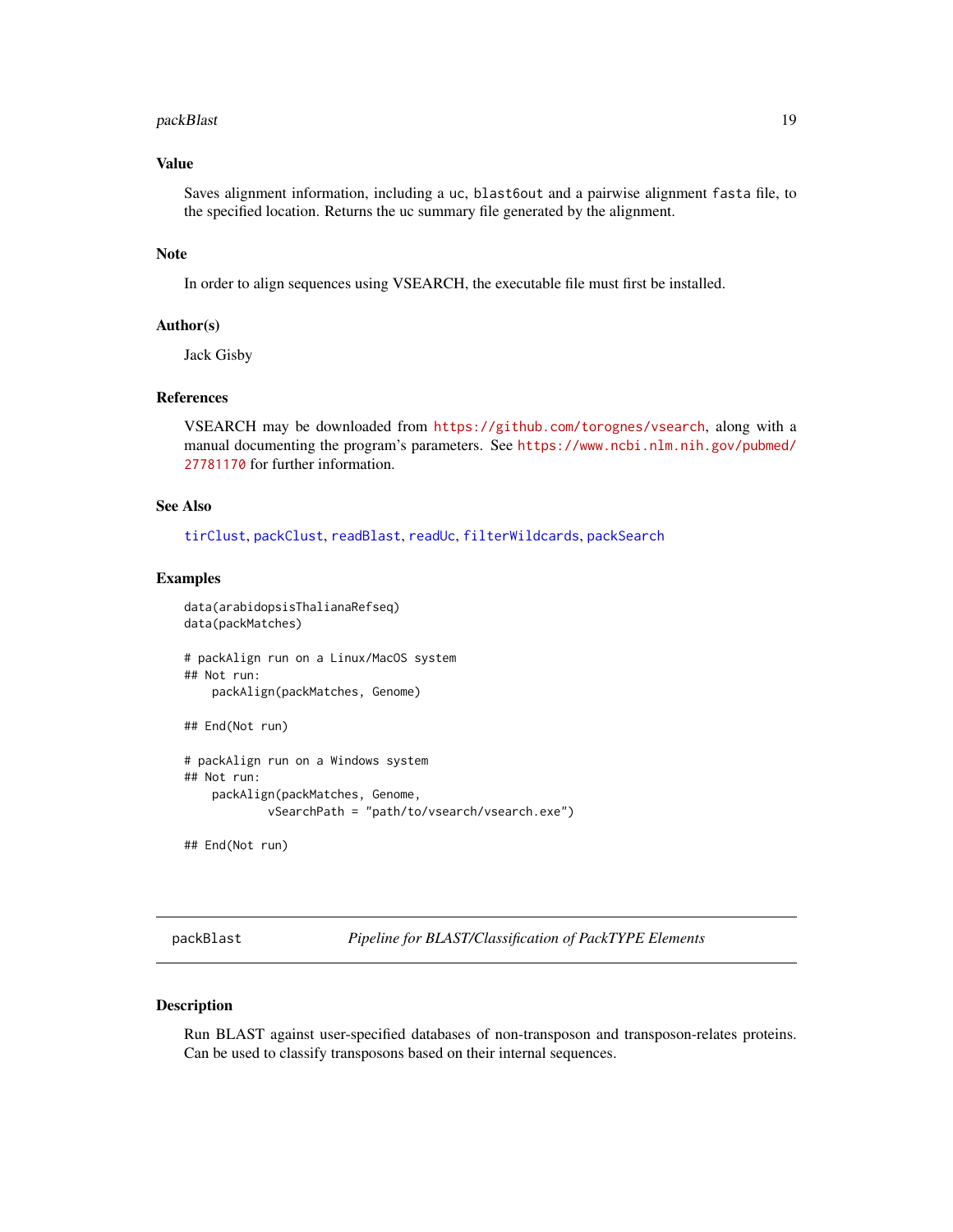### Value

Saves alignment information, including a uc, blast6out and a pairwise alignment fasta file, to the specified location. Returns the uc summary file generated by the alignment.

### Note

In order to align sequences using VSEARCH, the executable file must first be installed.

### Author(s)

Jack Gisby

### References

VSEARCH may be downloaded from https://github.com/torognes/vsearch, along with a manual documenting the program's parameters. See https://www.ncbi.nlm.nih.gov/pubmed/27781170 for further information.

### See Also

tirClust, packClust, readBlast, readUc, filterWildcards, packSearch

### Examples

```
data(arabidopsisThalianaRefseq)
data(packMatches)

# packAlign run on a Linux/MacOS system
## Not run:
    packAlign(packMatches, Genome)

## End(Not run)

# packAlign run on a Windows system
## Not run:
    packAlign(packMatches, Genome,
            vSearchPath = "path/to/vsearch/vsearch.exe")

## End(Not run)
```

---

## packBlast — *Pipeline for BLAST/Classification of PackTYPE Elements*

### Description

Run BLAST against user-specified databases of non-transposon and transposon-relates proteins. Can be used to classify transposons based on their internal sequences.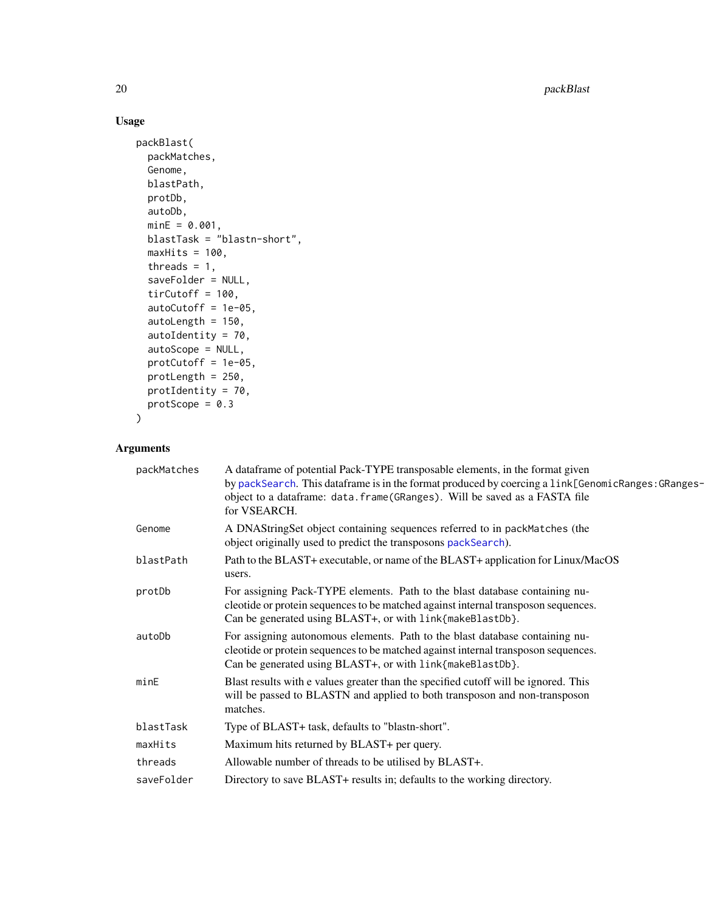## Usage

```
packBlast(
  packMatches,
  Genome,
  blastPath,
  protDb,
  autoDb,
  minE = 0.001,
  blastTask = "blastn-short",
  maxHits = 100,
  threads = 1,
  saveFolder = NULL,
  tirCutoff = 100,
  autoCutoff = 1e-05,
  autoLength = 150,
  autoIdentity = 70,
  autoScope = NULL,
  protCutoff = 1e-05,
  protLength = 250,
  protIdentity = 70,
  protScope = 0.3
)
```

## Arguments

| | |
|---|---|
| packMatches | A dataframe of potential Pack-TYPE transposable elements, in the format given by packSearch. This dataframe is in the format produced by coercing a link[GenomicRanges:GRanges-object to a dataframe: data.frame(GRanges). Will be saved as a FASTA file for VSEARCH. |
| Genome | A DNAStringSet object containing sequences referred to in packMatches (the object originally used to predict the transposons packSearch). |
| blastPath | Path to the BLAST+ executable, or name of the BLAST+ application for Linux/MacOS users. |
| protDb | For assigning Pack-TYPE elements. Path to the blast database containing nucleotide or protein sequences to be matched against internal transposon sequences. Can be generated using BLAST+, or with link{makeBlastDb}. |
| autoDb | For assigning autonomous elements. Path to the blast database containing nucleotide or protein sequences to be matched against internal transposon sequences. Can be generated using BLAST+, or with link{makeBlastDb}. |
| minE | Blast results with e values greater than the specified cutoff will be ignored. This will be passed to BLASTN and applied to both transposon and non-transposon matches. |
| blastTask | Type of BLAST+ task, defaults to "blastn-short". |
| maxHits | Maximum hits returned by BLAST+ per query. |
| threads | Allowable number of threads to be utilised by BLAST+. |
| saveFolder | Directory to save BLAST+ results in; defaults to the working directory. |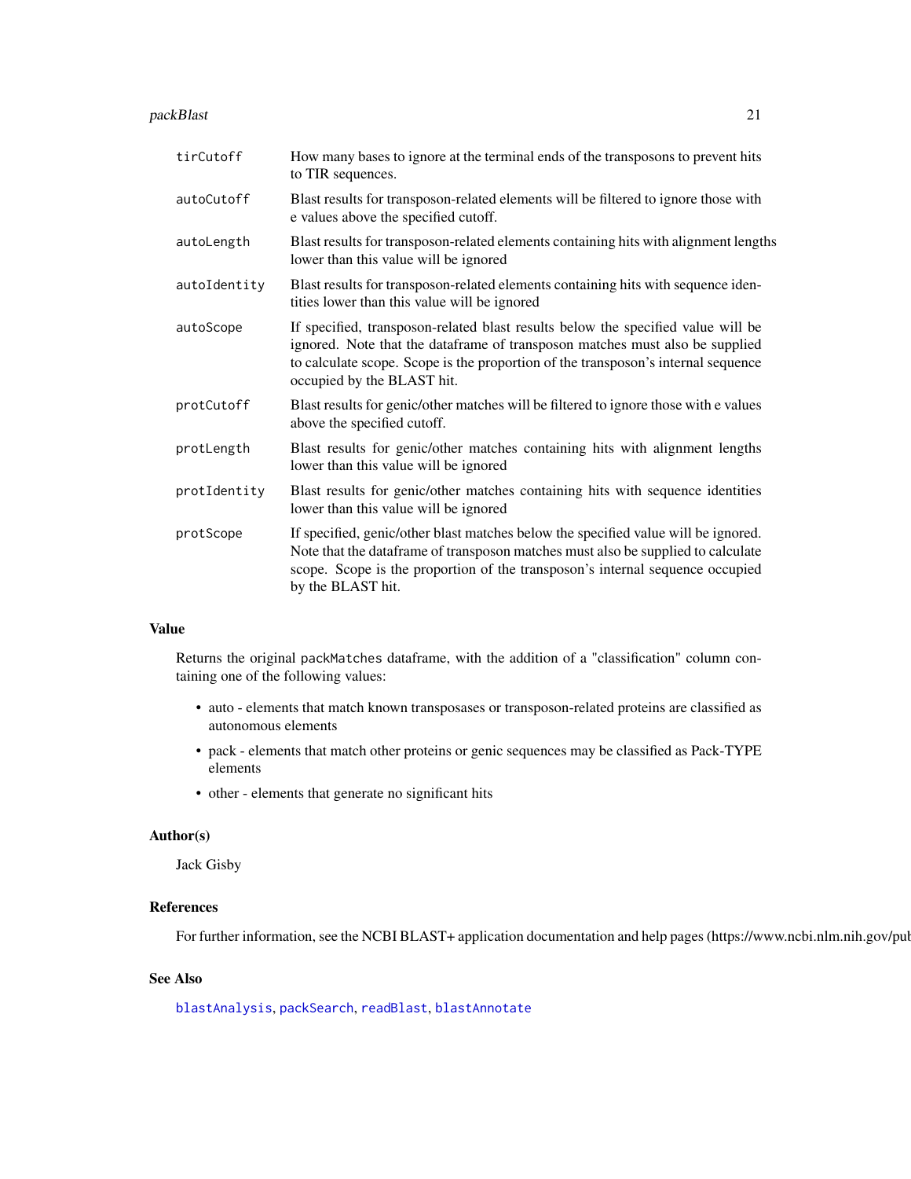| | |
|---|---|
| `tirCutoff` | How many bases to ignore at the terminal ends of the transposons to prevent hits to TIR sequences. |
| `autoCutoff` | Blast results for transposon-related elements will be filtered to ignore those with e values above the specified cutoff. |
| `autoLength` | Blast results for transposon-related elements containing hits with alignment lengths lower than this value will be ignored |
| `autoIdentity` | Blast results for transposon-related elements containing hits with sequence identities lower than this value will be ignored |
| `autoScope` | If specified, transposon-related blast results below the specified value will be ignored. Note that the dataframe of transposon matches must also be supplied to calculate scope. Scope is the proportion of the transposon's internal sequence occupied by the BLAST hit. |
| `protCutoff` | Blast results for genic/other matches will be filtered to ignore those with e values above the specified cutoff. |
| `protLength` | Blast results for genic/other matches containing hits with alignment lengths lower than this value will be ignored |
| `protIdentity` | Blast results for genic/other matches containing hits with sequence identities lower than this value will be ignored |
| `protScope` | If specified, genic/other blast matches below the specified value will be ignored. Note that the dataframe of transposon matches must also be supplied to calculate scope. Scope is the proportion of the transposon's internal sequence occupied by the BLAST hit. |

## Value

Returns the original `packMatches` dataframe, with the addition of a "classification" column containing one of the following values:

- auto - elements that match known transposases or transposon-related proteins are classified as autonomous elements
- pack - elements that match other proteins or genic sequences may be classified as Pack-TYPE elements
- other - elements that generate no significant hits

## Author(s)

Jack Gisby

## References

For further information, see the NCBI BLAST+ application documentation and help pages (https://www.ncbi.nlm.nih.gov/pub

## See Also

`blastAnalysis`, `packSearch`, `readBlast`, `blastAnnotate`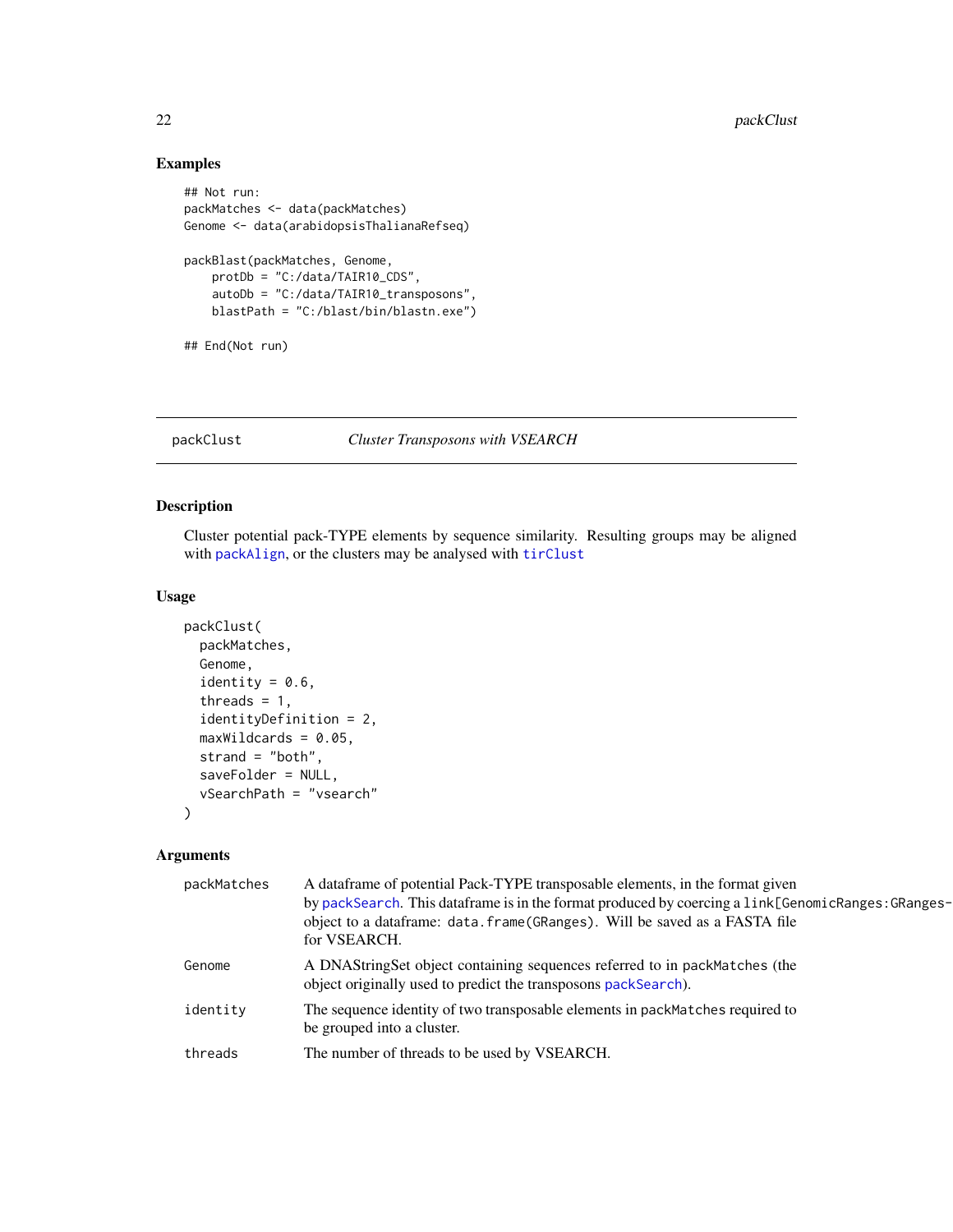## Examples

```
## Not run:
packMatches <- data(packMatches)
Genome <- data(arabidopsisThalianaRefseq)

packBlast(packMatches, Genome,
    protDb = "C:/data/TAIR10_CDS",
    autoDb = "C:/data/TAIR10_transposons",
    blastPath = "C:/blast/bin/blastn.exe")

## End(Not run)
```

---

# packClust — *Cluster Transposons with VSEARCH*

---

## Description

Cluster potential pack-TYPE elements by sequence similarity. Resulting groups may be aligned with packAlign, or the clusters may be analysed with tirClust

## Usage

```
packClust(
  packMatches,
  Genome,
  identity = 0.6,
  threads = 1,
  identityDefinition = 2,
  maxWildcards = 0.05,
  strand = "both",
  saveFolder = NULL,
  vSearchPath = "vsearch"
)
```

## Arguments

| | |
|---|---|
| packMatches | A dataframe of potential Pack-TYPE transposable elements, in the format given by packSearch. This dataframe is in the format produced by coercing a link[GenomicRanges:GRanges-object to a dataframe: data.frame(GRanges). Will be saved as a FASTA file for VSEARCH. |
| Genome | A DNAStringSet object containing sequences referred to in packMatches (the object originally used to predict the transposons packSearch). |
| identity | The sequence identity of two transposable elements in packMatches required to be grouped into a cluster. |
| threads | The number of threads to be used by VSEARCH. |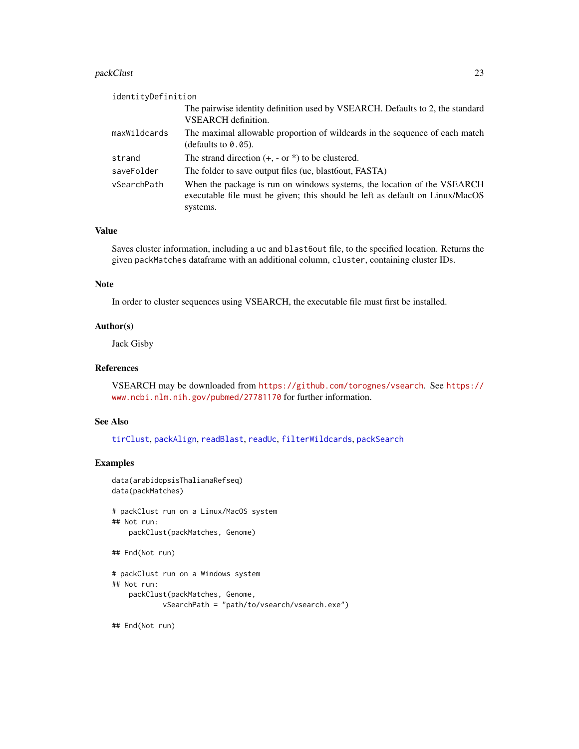| | |
|---|---|
| `identityDefinition` | The pairwise identity definition used by VSEARCH. Defaults to 2, the standard VSEARCH definition. |
| `maxWildcards` | The maximal allowable proportion of wildcards in the sequence of each match (defaults to `0.05`). |
| `strand` | The strand direction (+, - or *) to be clustered. |
| `saveFolder` | The folder to save output files (uc, blast6out, FASTA) |
| `vSearchPath` | When the package is run on windows systems, the location of the VSEARCH executable file must be given; this should be left as default on Linux/MacOS systems. |

## Value

Saves cluster information, including a `uc` and `blast6out` file, to the specified location. Returns the given `packMatches` dataframe with an additional column, `cluster`, containing cluster IDs.

## Note

In order to cluster sequences using VSEARCH, the executable file must first be installed.

## Author(s)

Jack Gisby

## References

VSEARCH may be downloaded from https://github.com/torognes/vsearch. See https://www.ncbi.nlm.nih.gov/pubmed/27781170 for further information.

## See Also

`tirClust`, `packAlign`, `readBlast`, `readUc`, `filterWildcards`, `packSearch`

## Examples

```
data(arabidopsisThalianaRefseq)
data(packMatches)

# packClust run on a Linux/MacOS system
## Not run:
    packClust(packMatches, Genome)

## End(Not run)

# packClust run on a Windows system
## Not run:
    packClust(packMatches, Genome,
            vSearchPath = "path/to/vsearch/vsearch.exe")

## End(Not run)
```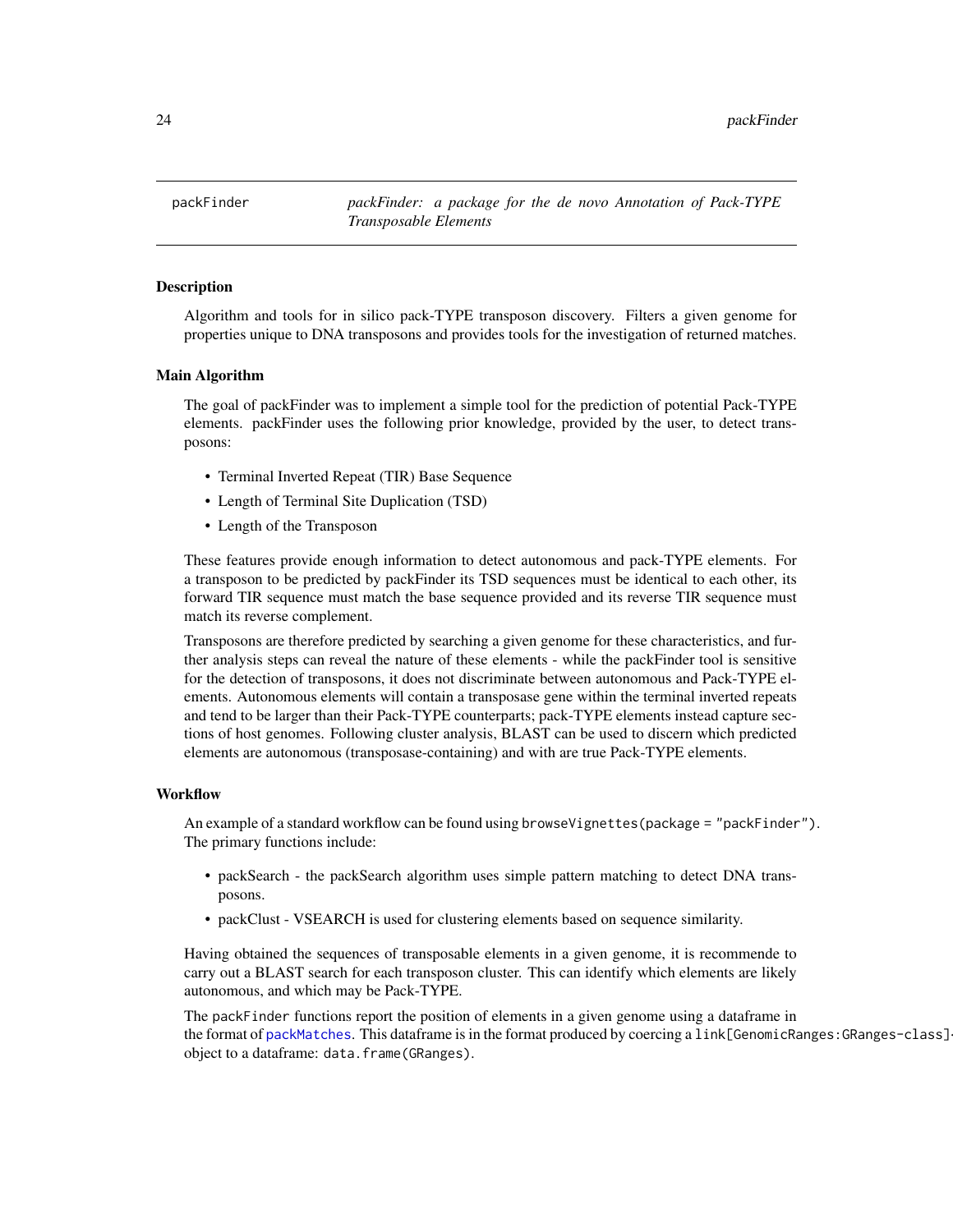`packFinder` *packFinder: a package for the de novo Annotation of Pack-TYPE Transposable Elements*

### Description

Algorithm and tools for in silico pack-TYPE transposon discovery. Filters a given genome for properties unique to DNA transposons and provides tools for the investigation of returned matches.

### Main Algorithm

The goal of packFinder was to implement a simple tool for the prediction of potential Pack-TYPE elements. packFinder uses the following prior knowledge, provided by the user, to detect transposons:

- Terminal Inverted Repeat (TIR) Base Sequence
- Length of Terminal Site Duplication (TSD)
- Length of the Transposon

These features provide enough information to detect autonomous and pack-TYPE elements. For a transposon to be predicted by packFinder its TSD sequences must be identical to each other, its forward TIR sequence must match the base sequence provided and its reverse TIR sequence must match its reverse complement.

Transposons are therefore predicted by searching a given genome for these characteristics, and further analysis steps can reveal the nature of these elements - while the packFinder tool is sensitive for the detection of transposons, it does not discriminate between autonomous and Pack-TYPE elements. Autonomous elements will contain a transposase gene within the terminal inverted repeats and tend to be larger than their Pack-TYPE counterparts; pack-TYPE elements instead capture sections of host genomes. Following cluster analysis, BLAST can be used to discern which predicted elements are autonomous (transposase-containing) and with are true Pack-TYPE elements.

### Workflow

An example of a standard workflow can be found using `browseVignettes(package = "packFinder")`. The primary functions include:

- packSearch - the packSearch algorithm uses simple pattern matching to detect DNA transposons.
- packClust - VSEARCH is used for clustering elements based on sequence similarity.

Having obtained the sequences of transposable elements in a given genome, it is recommende to carry out a BLAST search for each transposon cluster. This can identify which elements are likely autonomous, and which may be Pack-TYPE.

The `packFinder` functions report the position of elements in a given genome using a dataframe in the format of `packMatches`. This dataframe is in the format produced by coercing a `link[GenomicRanges:GRanges-class]`object to a dataframe: `data.frame(GRanges)`.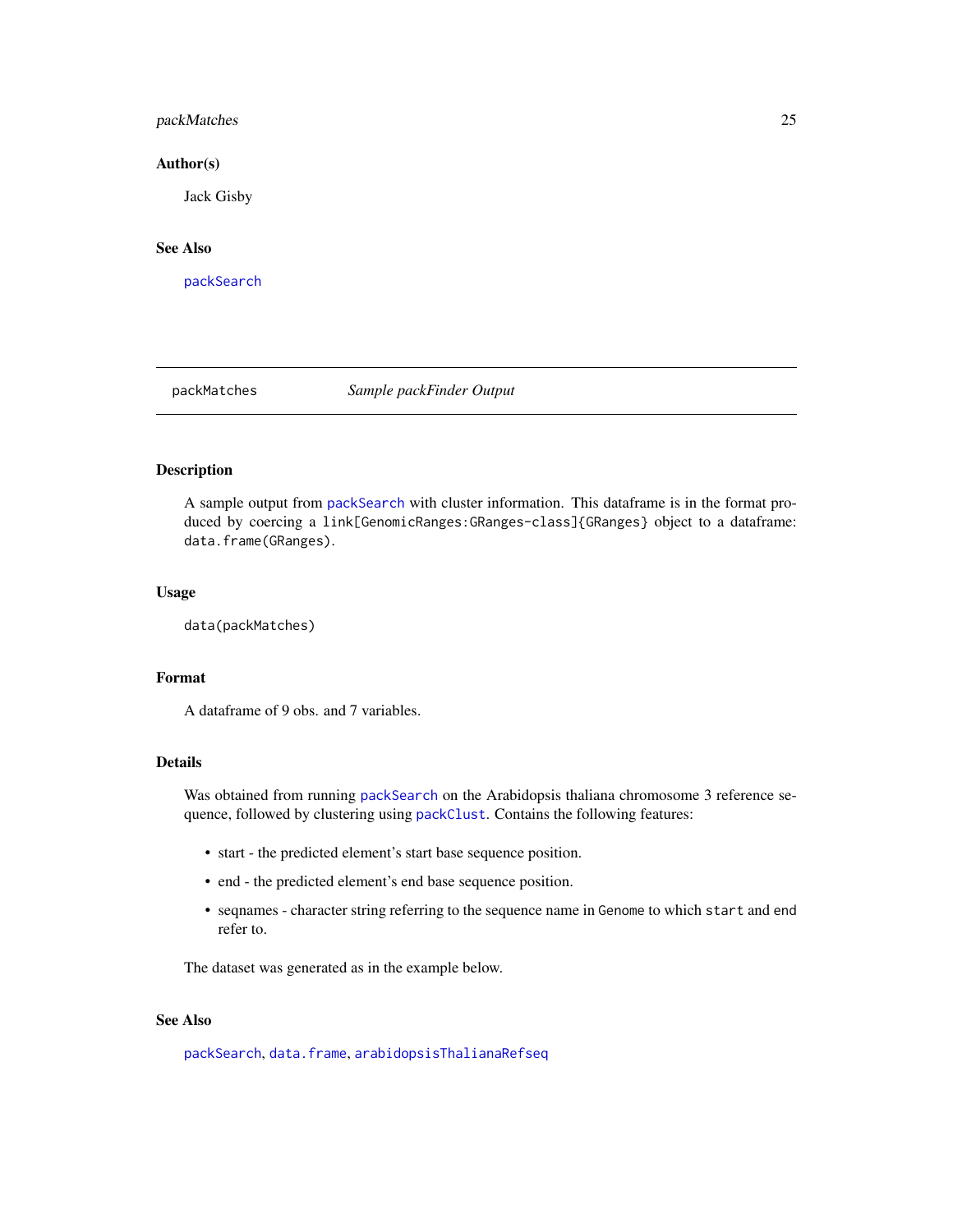## Author(s)

Jack Gisby

## See Also

`packSearch`

---

## packMatches — *Sample packFinder Output*

---

### Description

A sample output from `packSearch` with cluster information. This dataframe is in the format produced by coercing a `link[GenomicRanges:GRanges-class]{GRanges}` object to a dataframe: `data.frame(GRanges)`.

### Usage

```
data(packMatches)
```

### Format

A dataframe of 9 obs. and 7 variables.

### Details

Was obtained from running `packSearch` on the Arabidopsis thaliana chromosome 3 reference sequence, followed by clustering using `packClust`. Contains the following features:

- start - the predicted element's start base sequence position.
- end - the predicted element's end base sequence position.
- seqnames - character string referring to the sequence name in `Genome` to which `start` and `end` refer to.

The dataset was generated as in the example below.

### See Also

`packSearch`, `data.frame`, `arabidopsisThalianaRefseq`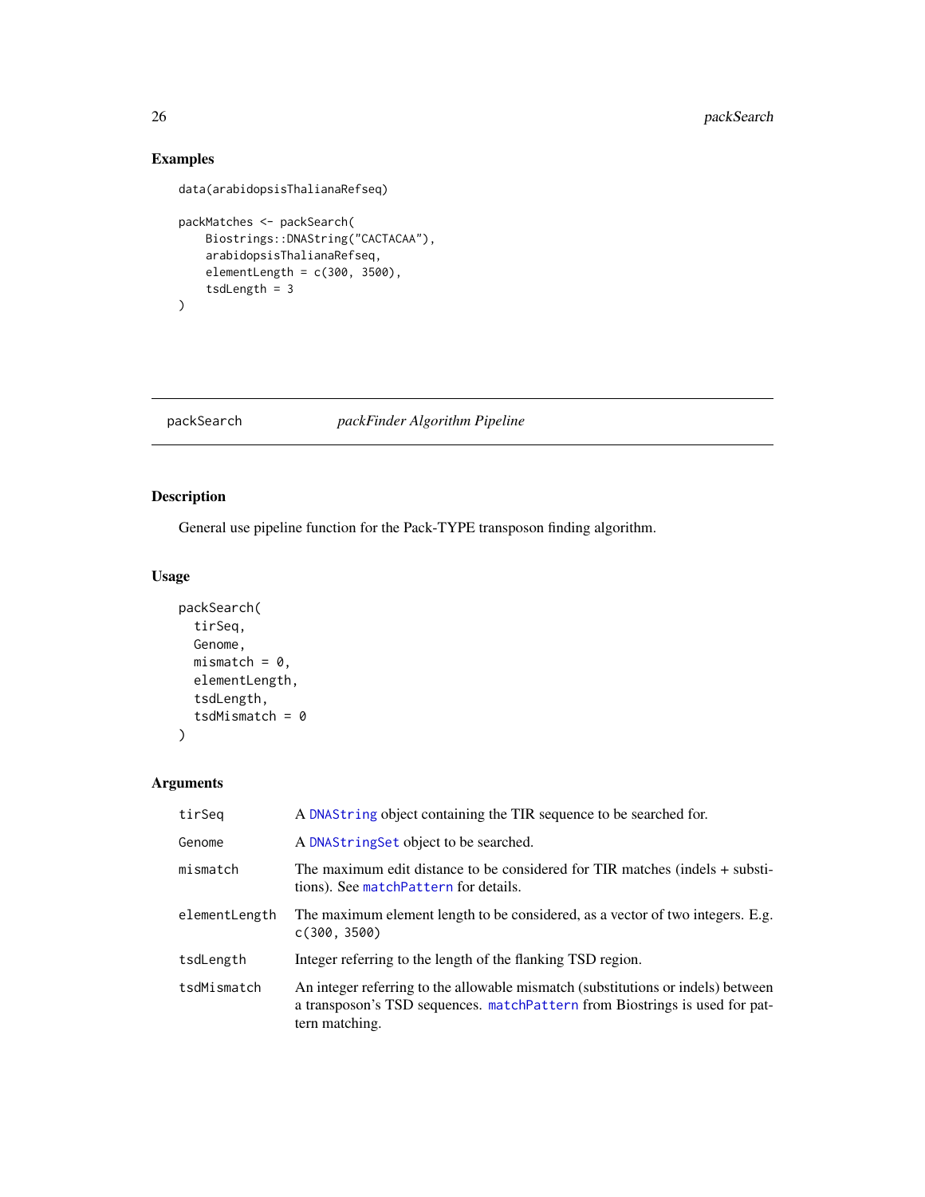## Examples

```
data(arabidopsisThalianaRefseq)

packMatches <- packSearch(
    Biostrings::DNAString("CACTACAA"),
    arabidopsisThalianaRefseq,
    elementLength = c(300, 3500),
    tsdLength = 3
)
```

---

# packSearch *packFinder Algorithm Pipeline*

---

## Description

General use pipeline function for the Pack-TYPE transposon finding algorithm.

## Usage

```
packSearch(
  tirSeq,
  Genome,
  mismatch = 0,
  elementLength,
  tsdLength,
  tsdMismatch = 0
)
```

## Arguments

| | |
|---|---|
| tirSeq | A `DNAString` object containing the TIR sequence to be searched for. |
| Genome | A `DNAStringSet` object to be searched. |
| mismatch | The maximum edit distance to be considered for TIR matches (indels + substitutions). See `matchPattern` for details. |
| elementLength | The maximum element length to be considered, as a vector of two integers. E.g. `c(300, 3500)` |
| tsdLength | Integer referring to the length of the flanking TSD region. |
| tsdMismatch | An integer referring to the allowable mismatch (substitutions or indels) between a transposon's TSD sequences. `matchPattern` from Biostrings is used for pattern matching. |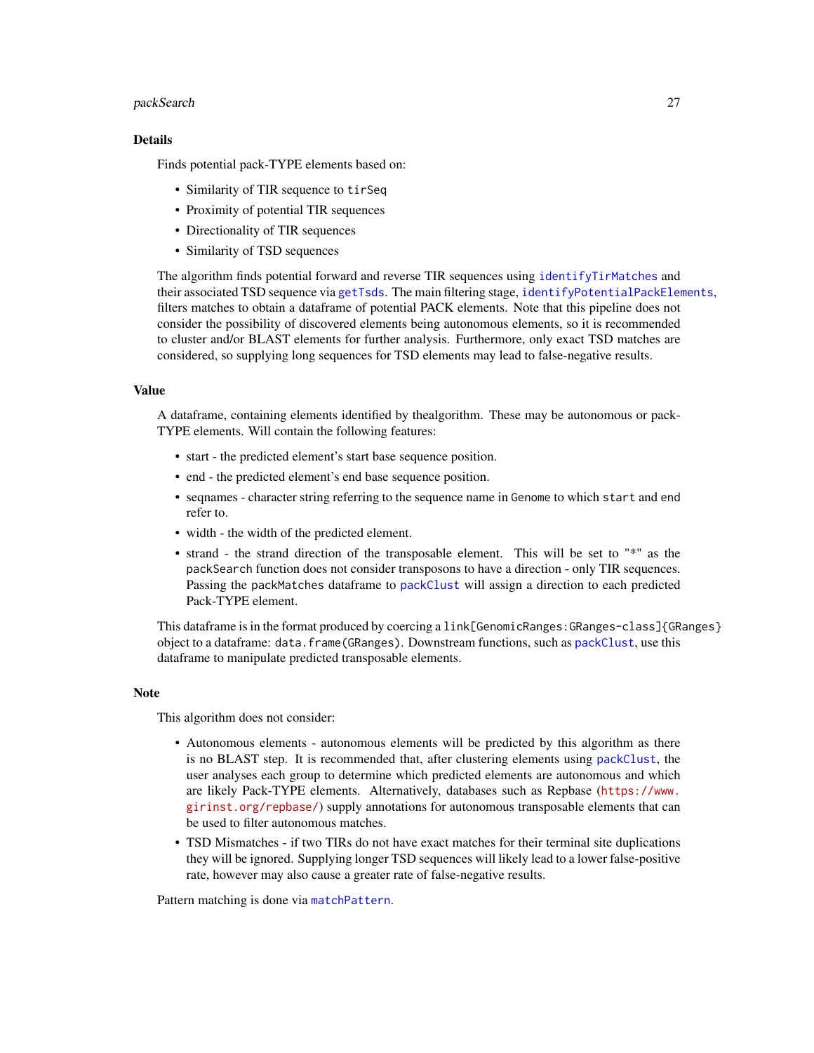## Details

Finds potential pack-TYPE elements based on:

- Similarity of TIR sequence to `tirSeq`
- Proximity of potential TIR sequences
- Directionality of TIR sequences
- Similarity of TSD sequences

The algorithm finds potential forward and reverse TIR sequences using `identifyTirMatches` and their associated TSD sequence via `getTsds`. The main filtering stage, `identifyPotentialPackElements`, filters matches to obtain a dataframe of potential PACK elements. Note that this pipeline does not consider the possibility of discovered elements being autonomous elements, so it is recommended to cluster and/or BLAST elements for further analysis. Furthermore, only exact TSD matches are considered, so supplying long sequences for TSD elements may lead to false-negative results.

## Value

A dataframe, containing elements identified by thealgorithm. These may be autonomous or pack-TYPE elements. Will contain the following features:

- start - the predicted element's start base sequence position.
- end - the predicted element's end base sequence position.
- seqnames - character string referring to the sequence name in `Genome` to which `start` and `end` refer to.
- width - the width of the predicted element.
- strand - the strand direction of the transposable element. This will be set to "*" as the `packSearch` function does not consider transposons to have a direction - only TIR sequences. Passing the `packMatches` dataframe to `packClust` will assign a direction to each predicted Pack-TYPE element.

This dataframe is in the format produced by coercing a `link[GenomicRanges:GRanges-class]{GRanges}` object to a dataframe: `data.frame(GRanges)`. Downstream functions, such as `packClust`, use this dataframe to manipulate predicted transposable elements.

## Note

This algorithm does not consider:

- Autonomous elements - autonomous elements will be predicted by this algorithm as there is no BLAST step. It is recommended that, after clustering elements using `packClust`, the user analyses each group to determine which predicted elements are autonomous and which are likely Pack-TYPE elements. Alternatively, databases such as Repbase (https://www.girinst.org/repbase/) supply annotations for autonomous transposable elements that can be used to filter autonomous matches.
- TSD Mismatches - if two TIRs do not have exact matches for their terminal site duplications they will be ignored. Supplying longer TSD sequences will likely lead to a lower false-positive rate, however may also cause a greater rate of false-negative results.

Pattern matching is done via `matchPattern`.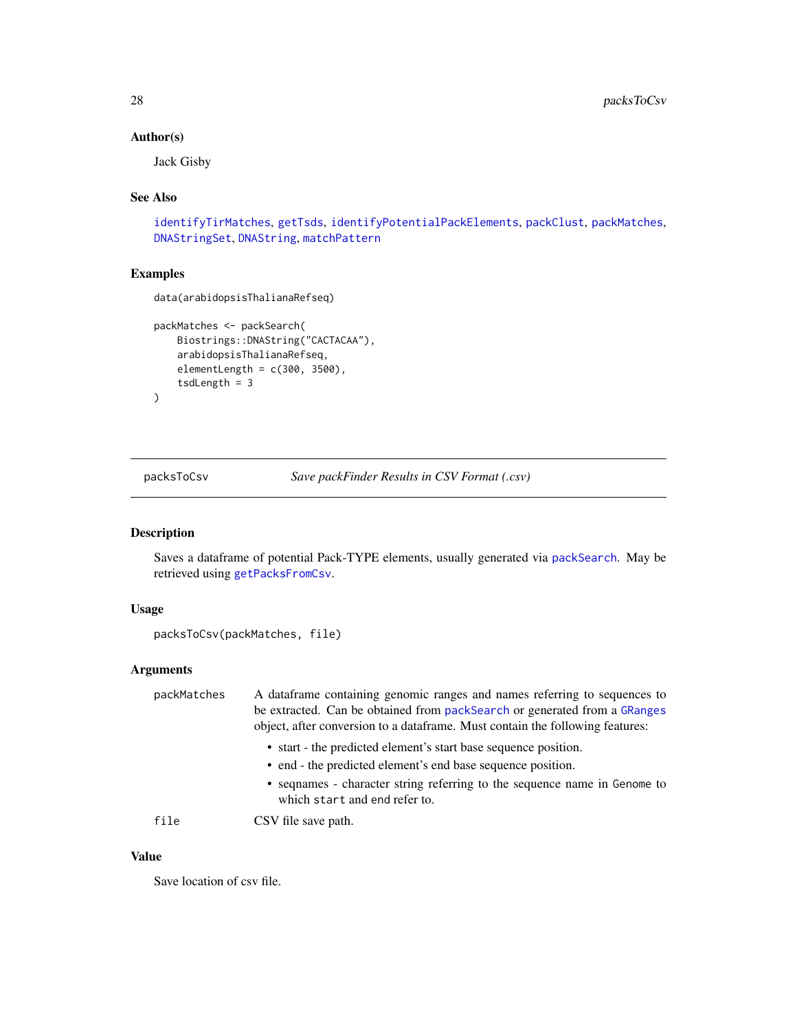### Author(s)

Jack Gisby

### See Also

identifyTirMatches, getTsds, identifyPotentialPackElements, packClust, packMatches, DNAStringSet, DNAString, matchPattern

### Examples

```
data(arabidopsisThalianaRefseq)

packMatches <- packSearch(
    Biostrings::DNAString("CACTACAA"),
    arabidopsisThalianaRefseq,
    elementLength = c(300, 3500),
    tsdLength = 3
)
```

---

## packsToCsv — *Save packFinder Results in CSV Format (.csv)*

---

### Description

Saves a dataframe of potential Pack-TYPE elements, usually generated via packSearch. May be retrieved using getPacksFromCsv.

### Usage

```
packsToCsv(packMatches, file)
```

### Arguments

| | |
|---|---|
| packMatches | A dataframe containing genomic ranges and names referring to sequences to be extracted. Can be obtained from packSearch or generated from a GRanges object, after conversion to a dataframe. Must contain the following features:<br>• start - the predicted element's start base sequence position.<br>• end - the predicted element's end base sequence position.<br>• seqnames - character string referring to the sequence name in Genome to which start and end refer to. |
| file | CSV file save path. |

### Value

Save location of csv file.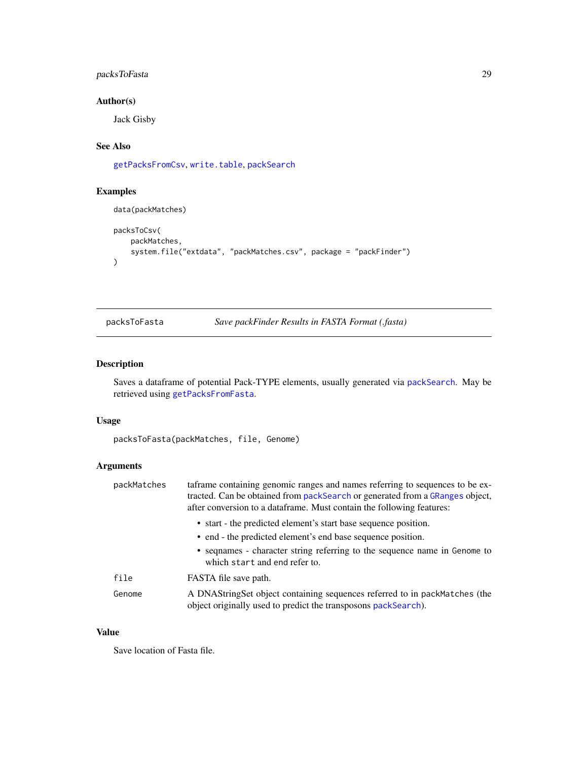### Author(s)

Jack Gisby

### See Also

getPacksFromCsv, write.table, packSearch

### Examples

```
data(packMatches)

packsToCsv(
    packMatches,
    system.file("extdata", "packMatches.csv", package = "packFinder")
)
```

---

## packsToFasta — *Save packFinder Results in FASTA Format (.fasta)*

---

### Description

Saves a dataframe of potential Pack-TYPE elements, usually generated via packSearch. May be retrieved using getPacksFromFasta.

### Usage

```
packsToFasta(packMatches, file, Genome)
```

### Arguments

**packMatches** taframe containing genomic ranges and names referring to sequences to be extracted. Can be obtained from packSearch or generated from a GRanges object, after conversion to a dataframe. Must contain the following features:

- start - the predicted element's start base sequence position.
- end - the predicted element's end base sequence position.
- seqnames - character string referring to the sequence name in Genome to which start and end refer to.

**file** FASTA file save path.

**Genome** A DNAStringSet object containing sequences referred to in packMatches (the object originally used to predict the transposons packSearch).

### Value

Save location of Fasta file.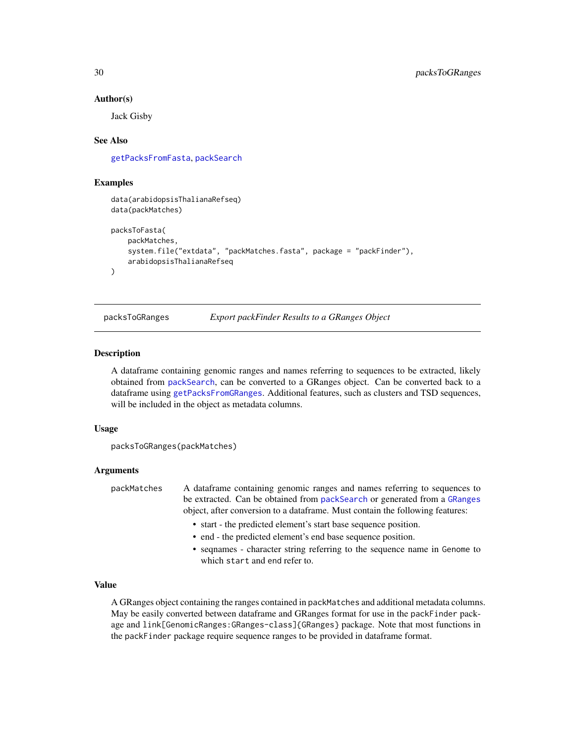### Author(s)

Jack Gisby

### See Also

getPacksFromFasta, packSearch

### Examples

```
data(arabidopsisThalianaRefseq)
data(packMatches)

packsToFasta(
    packMatches,
    system.file("extdata", "packMatches.fasta", package = "packFinder"),
    arabidopsisThalianaRefseq
)
```

---

## packsToGRanges *Export packFinder Results to a GRanges Object*

---

### Description

A dataframe containing genomic ranges and names referring to sequences to be extracted, likely obtained from packSearch, can be converted to a GRanges object. Can be converted back to a dataframe using getPacksFromGRanges. Additional features, such as clusters and TSD sequences, will be included in the object as metadata columns.

### Usage

```
packsToGRanges(packMatches)
```

### Arguments

`packMatches` A dataframe containing genomic ranges and names referring to sequences to be extracted. Can be obtained from packSearch or generated from a GRanges object, after conversion to a dataframe. Must contain the following features:

- start - the predicted element's start base sequence position.
- end - the predicted element's end base sequence position.
- seqnames - character string referring to the sequence name in `Genome` to which `start` and `end` refer to.

### Value

A GRanges object containing the ranges contained in `packMatches` and additional metadata columns. May be easily converted between dataframe and GRanges format for use in the `packFinder` package and `link[GenomicRanges:GRanges-class]{GRanges}` package. Note that most functions in the `packFinder` package require sequence ranges to be provided in dataframe format.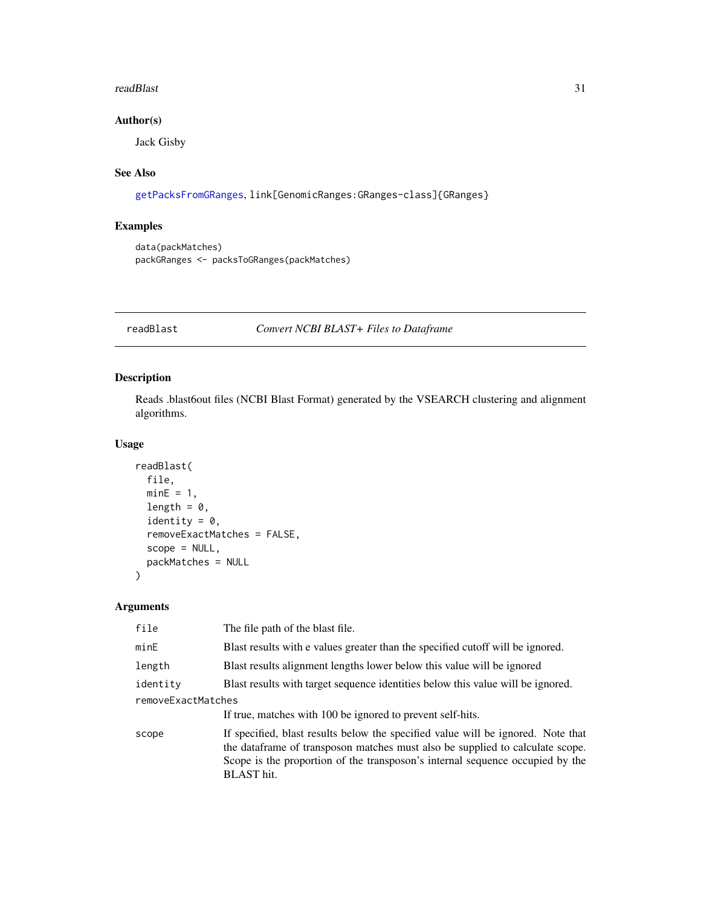## Author(s)

Jack Gisby

## See Also

getPacksFromGRanges, link[GenomicRanges:GRanges-class]{GRanges}

## Examples

```
data(packMatches)
packGRanges <- packsToGRanges(packMatches)
```

---

# readBlast — *Convert NCBI BLAST+ Files to Dataframe*

## Description

Reads .blast6out files (NCBI Blast Format) generated by the VSEARCH clustering and alignment algorithms.

## Usage

```
readBlast(
  file,
  minE = 1,
  length = 0,
  identity = 0,
  removeExactMatches = FALSE,
  scope = NULL,
  packMatches = NULL
)
```

## Arguments

| Argument | Description |
|---|---|
| file | The file path of the blast file. |
| minE | Blast results with e values greater than the specified cutoff will be ignored. |
| length | Blast results alignment lengths lower below this value will be ignored |
| identity | Blast results with target sequence identities below this value will be ignored. |
| removeExactMatches | If true, matches with 100 be ignored to prevent self-hits. |
| scope | If specified, blast results below the specified value will be ignored. Note that the dataframe of transposon matches must also be supplied to calculate scope. Scope is the proportion of the transposon's internal sequence occupied by the BLAST hit. |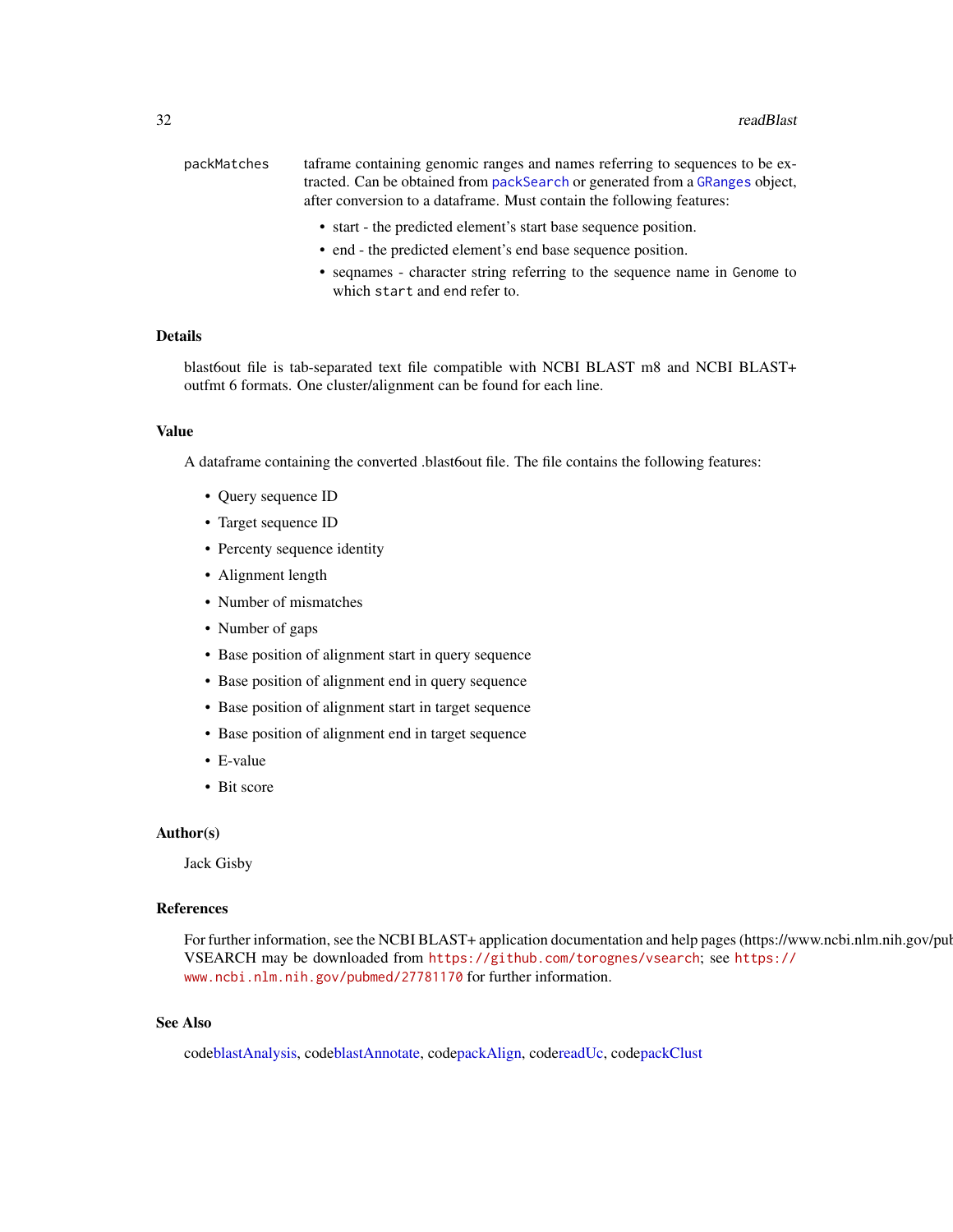packMatches  taframe containing genomic ranges and names referring to sequences to be extracted. Can be obtained from `packSearch` or generated from a `GRanges` object, after conversion to a dataframe. Must contain the following features:

- start - the predicted element's start base sequence position.
- end - the predicted element's end base sequence position.
- seqnames - character string referring to the sequence name in `Genome` to which `start` and `end` refer to.

## Details

blast6out file is tab-separated text file compatible with NCBI BLAST m8 and NCBI BLAST+ outfmt 6 formats. One cluster/alignment can be found for each line.

## Value

A dataframe containing the converted .blast6out file. The file contains the following features:

- Query sequence ID
- Target sequence ID
- Percenty sequence identity
- Alignment length
- Number of mismatches
- Number of gaps
- Base position of alignment start in query sequence
- Base position of alignment end in query sequence
- Base position of alignment start in target sequence
- Base position of alignment end in target sequence
- E-value
- Bit score

## Author(s)

Jack Gisby

## References

For further information, see the NCBI BLAST+ application documentation and help pages (https://www.ncbi.nlm.nih.gov/pub VSEARCH may be downloaded from `https://github.com/torognes/vsearch`; see `https://www.ncbi.nlm.nih.gov/pubmed/27781170` for further information.

## See Also

codeblastAnalysis, codeblastAnnotate, codepackAlign, codereadUc, codepackClust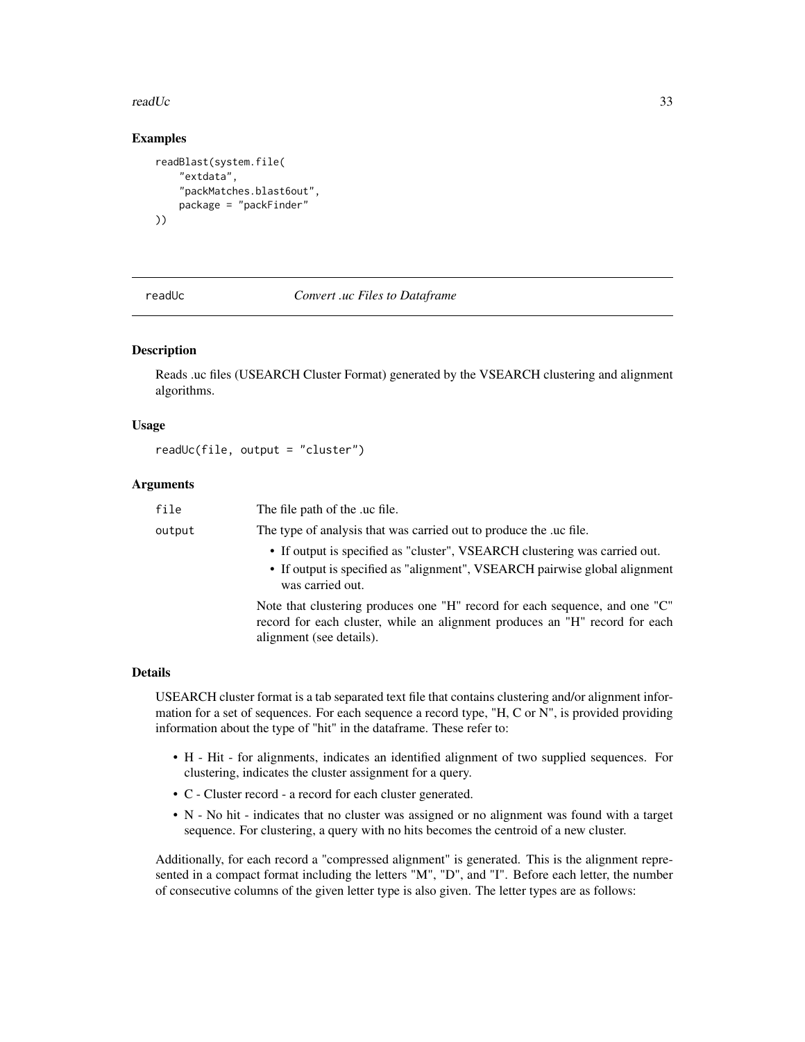### Examples

```
readBlast(system.file(
    "extdata",
    "packMatches.blast6out",
    package = "packFinder"
))
```

## readUc — *Convert .uc Files to Dataframe*

### Description

Reads .uc files (USEARCH Cluster Format) generated by the VSEARCH clustering and alignment algorithms.

### Usage

```
readUc(file, output = "cluster")
```

### Arguments

| | |
|---|---|
| `file` | The file path of the .uc file. |
| `output` | The type of analysis that was carried out to produce the .uc file.<br>• If output is specified as "cluster", VSEARCH clustering was carried out.<br>• If output is specified as "alignment", VSEARCH pairwise global alignment was carried out.<br><br>Note that clustering produces one "H" record for each sequence, and one "C" record for each cluster, while an alignment produces an "H" record for each alignment (see details). |

### Details

USEARCH cluster format is a tab separated text file that contains clustering and/or alignment information for a set of sequences. For each sequence a record type, "H, C or N", is provided providing information about the type of "hit" in the dataframe. These refer to:

- H - Hit - for alignments, indicates an identified alignment of two supplied sequences. For clustering, indicates the cluster assignment for a query.
- C - Cluster record - a record for each cluster generated.
- N - No hit - indicates that no cluster was assigned or no alignment was found with a target sequence. For clustering, a query with no hits becomes the centroid of a new cluster.

Additionally, for each record a "compressed alignment" is generated. This is the alignment represented in a compact format including the letters "M", "D", and "I". Before each letter, the number of consecutive columns of the given letter type is also given. The letter types are as follows: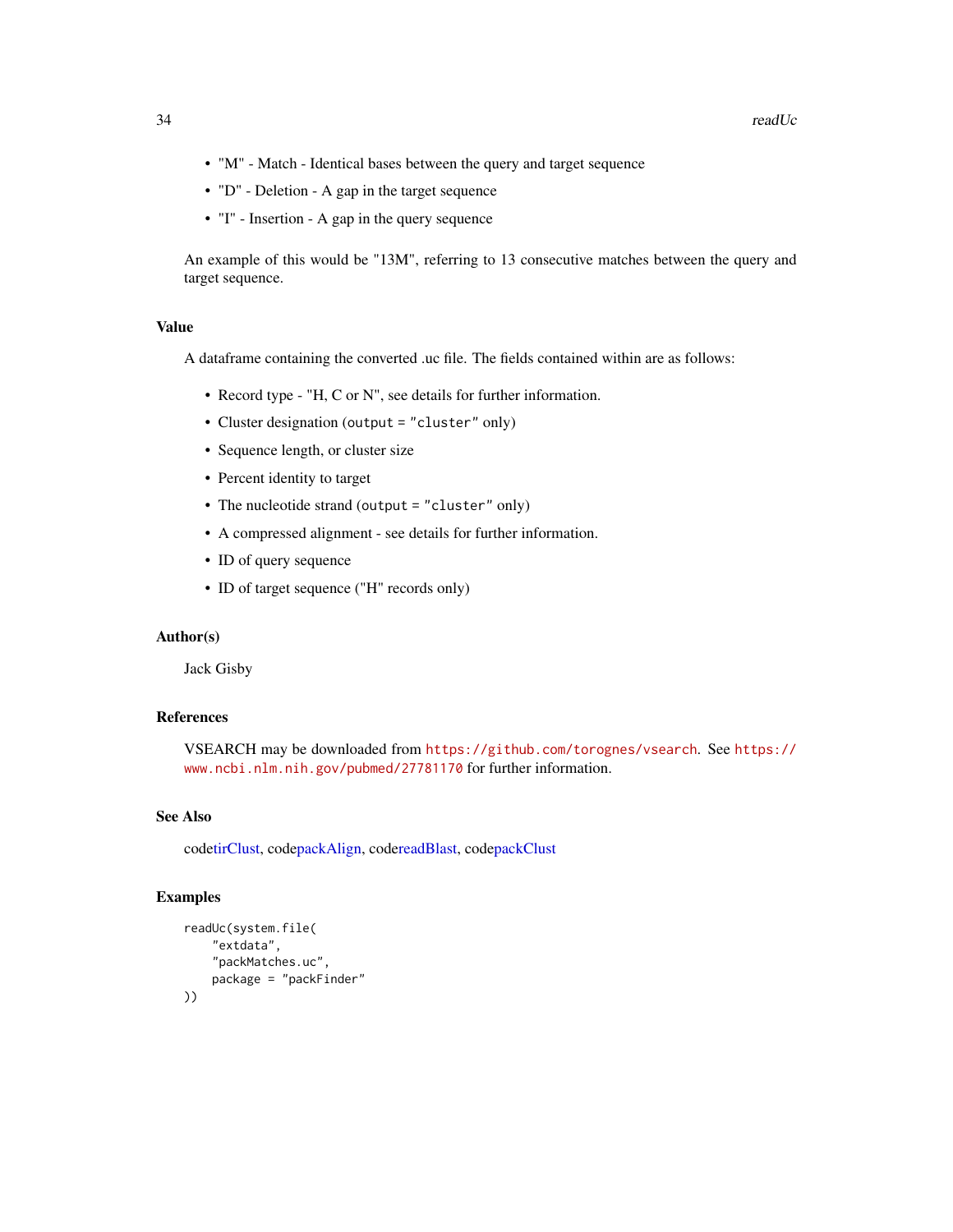- "M" - Match - Identical bases between the query and target sequence
- "D" - Deletion - A gap in the target sequence
- "I" - Insertion - A gap in the query sequence

An example of this would be "13M", referring to 13 consecutive matches between the query and target sequence.

## Value

A dataframe containing the converted .uc file. The fields contained within are as follows:

- Record type - "H, C or N", see details for further information.
- Cluster designation (`output = "cluster"` only)
- Sequence length, or cluster size
- Percent identity to target
- The nucleotide strand (`output = "cluster"` only)
- A compressed alignment - see details for further information.
- ID of query sequence
- ID of target sequence ("H" records only)

## Author(s)

Jack Gisby

## References

VSEARCH may be downloaded from `https://github.com/torognes/vsearch`. See `https://www.ncbi.nlm.nih.gov/pubmed/27781170` for further information.

## See Also

codetirClust, codepackAlign, codereadBlast, codepackClust

## Examples

```
readUc(system.file(
    "extdata",
    "packMatches.uc",
    package = "packFinder"
))
```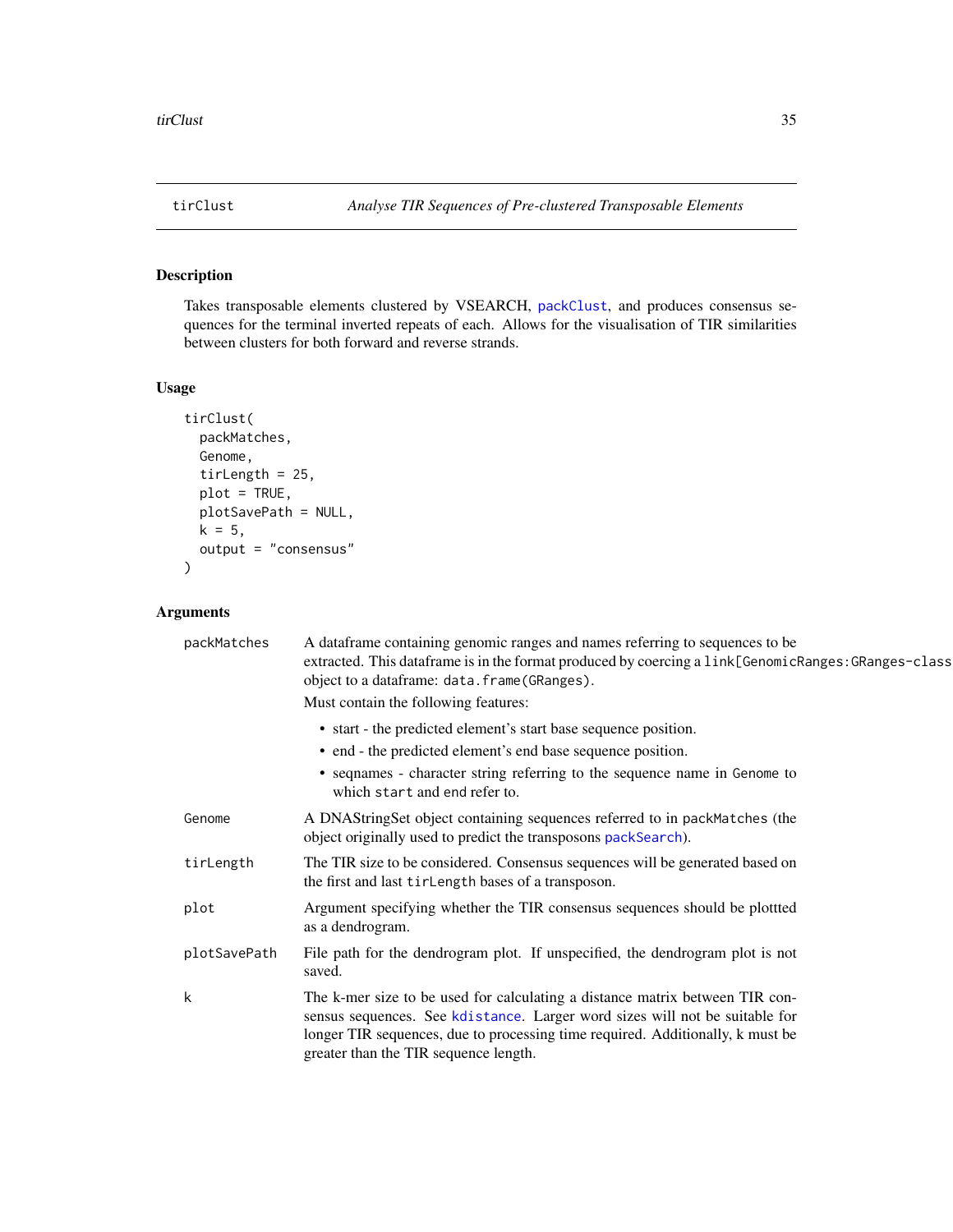# tirClust — Analyse TIR Sequences of Pre-clustered Transposable Elements

## Description

Takes transposable elements clustered by VSEARCH, packClust, and produces consensus sequences for the terminal inverted repeats of each. Allows for the visualisation of TIR similarities between clusters for both forward and reverse strands.

## Usage

```
tirClust(
  packMatches,
  Genome,
  tirLength = 25,
  plot = TRUE,
  plotSavePath = NULL,
  k = 5,
  output = "consensus"
)
```

## Arguments

**packMatches** — A dataframe containing genomic ranges and names referring to sequences to be extracted. This dataframe is in the format produced by coercing a `link[GenomicRanges:GRanges-class` object to a dataframe: `data.frame(GRanges)`.

Must contain the following features:

- start - the predicted element's start base sequence position.
- end - the predicted element's end base sequence position.
- seqnames - character string referring to the sequence name in `Genome` to which `start` and `end` refer to.

**Genome** — A DNAStringSet object containing sequences referred to in `packMatches` (the object originally used to predict the transposons packSearch).

**tirLength** — The TIR size to be considered. Consensus sequences will be generated based on the first and last `tirLength` bases of a transposon.

**plot** — Argument specifying whether the TIR consensus sequences should be plottted as a dendrogram.

**plotSavePath** — File path for the dendrogram plot. If unspecified, the dendrogram plot is not saved.

**k** — The k-mer size to be used for calculating a distance matrix between TIR consensus sequences. See kdistance. Larger word sizes will not be suitable for longer TIR sequences, due to processing time required. Additionally, k must be greater than the TIR sequence length.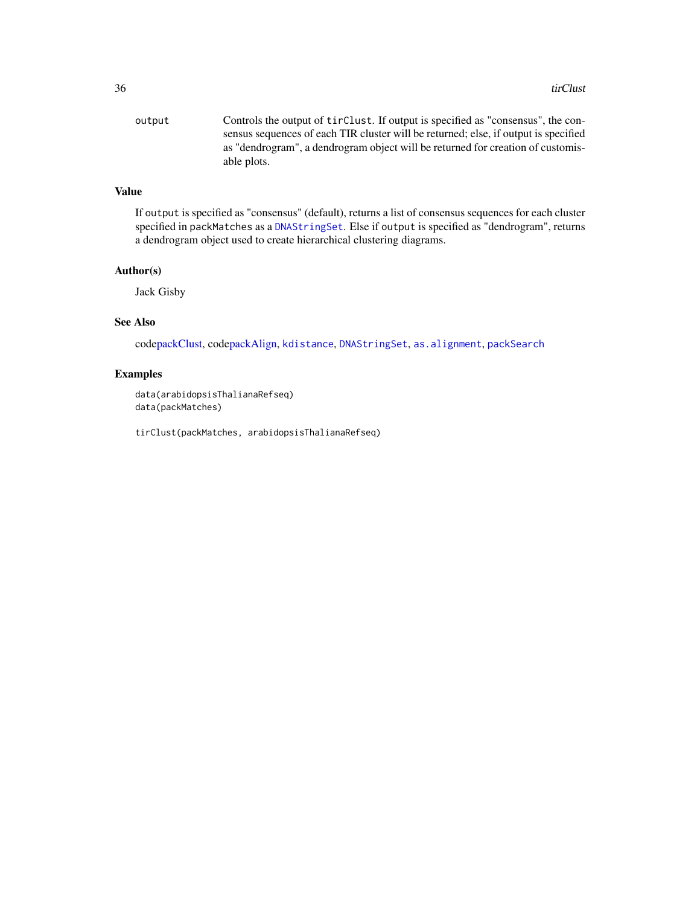output — Controls the output of `tirClust`. If output is specified as "consensus", the consensus sequences of each TIR cluster will be returned; else, if output is specified as "dendrogram", a dendrogram object will be returned for creation of customisable plots.

### Value

If `output` is specified as "consensus" (default), returns a list of consensus sequences for each cluster specified in `packMatches` as a `DNAStringSet`. Else if `output` is specified as "dendrogram", returns a dendrogram object used to create hierarchical clustering diagrams.

### Author(s)

Jack Gisby

### See Also

codepackClust, codepackAlign, `kdistance`, `DNAStringSet`, `as.alignment`, `packSearch`

### Examples

```
data(arabidopsisThalianaRefseq)
data(packMatches)

tirClust(packMatches, arabidopsisThalianaRefseq)
```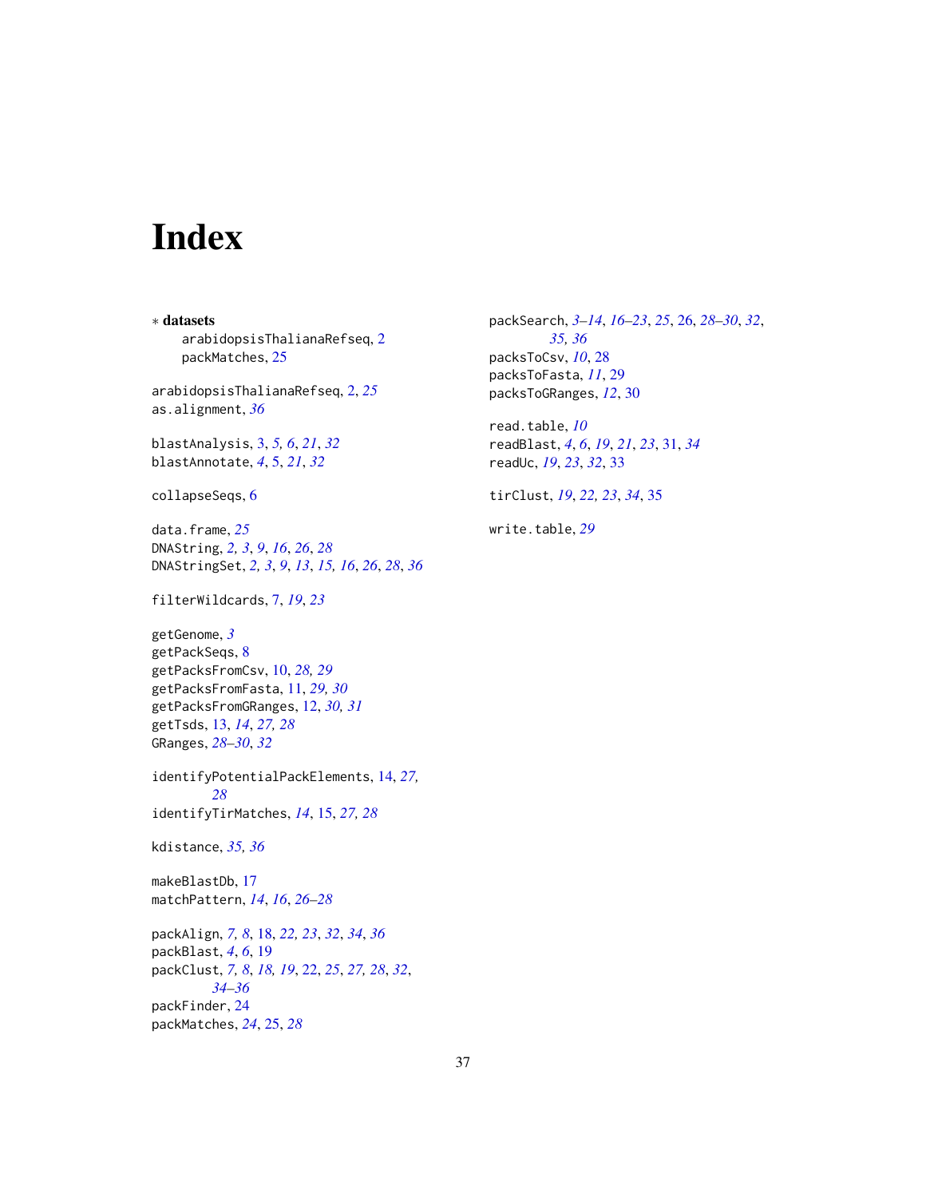# Index

∗ **datasets**
- arabidopsisThalianaRefseq, 2
- packMatches, 25

arabidopsisThalianaRefseq, 2, *25*
as.alignment, *36*

blastAnalysis, 3, *5, 6*, *21*, *32*
blastAnnotate, *4*, 5, *21*, *32*

collapseSeqs, 6

data.frame, *25*
DNAString, *2, 3*, *9*, *16*, *26*, *28*
DNAStringSet, *2, 3*, *9*, *13*, *15, 16*, *26*, *28*, *36*

filterWildcards, 7, *19*, *23*

getGenome, *3*
getPackSeqs, 8
getPacksFromCsv, 10, *28, 29*
getPacksFromFasta, 11, *29, 30*
getPacksFromGRanges, 12, *30, 31*
getTsds, 13, *14*, *27, 28*
GRanges, *28–30*, *32*

identifyPotentialPackElements, 14, *27, 28*
identifyTirMatches, *14*, 15, *27, 28*

kdistance, *35, 36*

makeBlastDb, 17
matchPattern, *14*, *16*, *26–28*

packAlign, *7, 8*, 18, *22, 23*, *32*, *34*, *36*
packBlast, *4*, *6*, 19
packClust, *7, 8*, *18, 19*, 22, *25*, *27, 28*, *32*, *34–36*
packFinder, 24
packMatches, *24*, 25, *28*
packSearch, *3–14*, *16–23*, *25*, 26, *28–30*, *32*, *35, 36*
packsToCsv, *10*, 28
packsToFasta, *11*, 29
packsToGRanges, *12*, 30

read.table, *10*
readBlast, *4*, *6*, *19*, *21*, *23*, 31, *34*
readUc, *19*, *23*, *32*, 33

tirClust, *19*, *22, 23*, *34*, 35

write.table, *29*